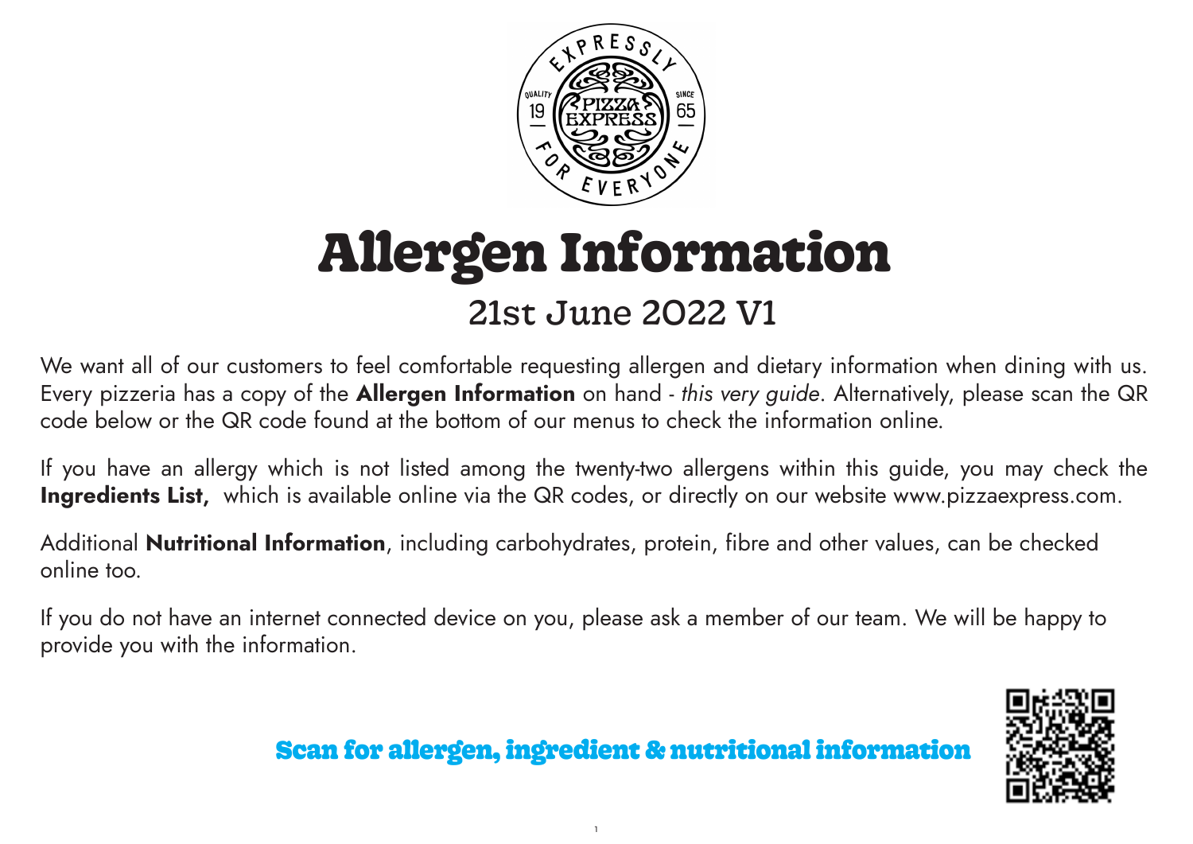# Allergen Information

## 21st June 2022 V1

We want all of our customers to feel comfortable requesting allergen and dietary information when dining with us. Every pizzeria has a copy of the **Allergen Information** on hand - *this very guide*. Alternatively, please scan the QR code below or the QR code found at the bottom of our menus to check the information online.

If you have an allergy which is not listed among the twenty-two allergens within this guide, you may check the **Ingredients List,** which is available online via the QR codes, or directly on our website www.pizzaexpress.com.

Additional **Nutritional Information**, including carbohydrates, protein, fibre and other values, can be checked online too.

If you do not have an internet connected device on you, please ask a member of our team. We will be happy to provide you with the information.

**Scan for allergen, ingredient & nutritional information**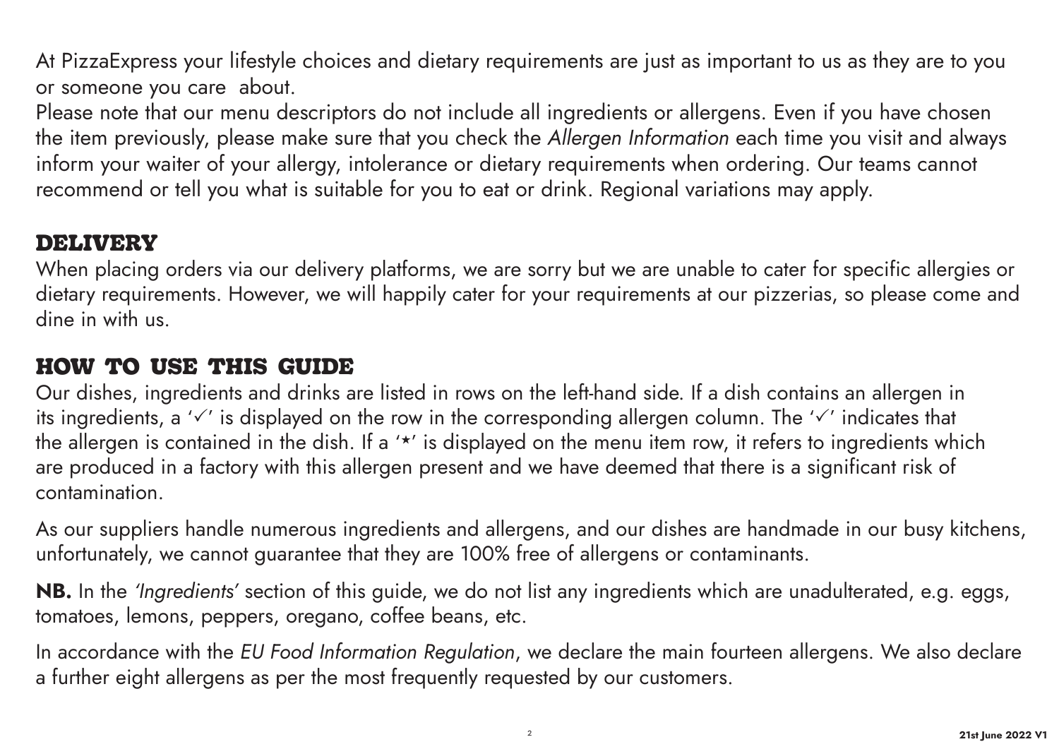At PizzaExpress your lifestyle choices and dietary requirements are just as important to us as they are to you or someone you care about.

Please note that our menu descriptors do not include all ingredients or allergens. Even if you have chosen the item previously, please make sure that you check the *Allergen Information* each time you visit and always inform your waiter of your allergy, intolerance or dietary requirements when ordering. Our teams cannot recommend or tell you what is suitable for you to eat or drink. Regional variations may apply.

## DELIVERY

When placing orders via our delivery platforms, we are sorry but we are unable to cater for specific allergies or dietary requirements. However, we will happily cater for your requirements at our pizzerias, so please come and dine in with us.

## HOW TO USE THIS GUIDE

Our dishes, ingredients and drinks are listed in rows on the left-hand side. If a dish contains an allergen in its ingredients, a '✓' is displayed on the row in the corresponding allergen column. The '✓' indicates that the allergen is contained in the dish. If a '*' is displayed on the menu item row, it refers to ingredients which are produced in a factory with this allergen present and we have deemed that there is a significant risk of contamination.

As our suppliers handle numerous ingredients and allergens, and our dishes are handmade in our busy kitchens, unfortunately, we cannot guarantee that they are 100% free of allergens or contaminants.

**NB.** In the *'Ingredients'* section of this guide, we do not list any ingredients which are unadulterated, e.g. eggs, tomatoes, lemons, peppers, oregano, coffee beans, etc.

In accordance with the *EU Food Information Regulation*, we declare the main fourteen allergens. We also declare a further eight allergens as per the most frequently requested by our customers.

21st June 2022 V1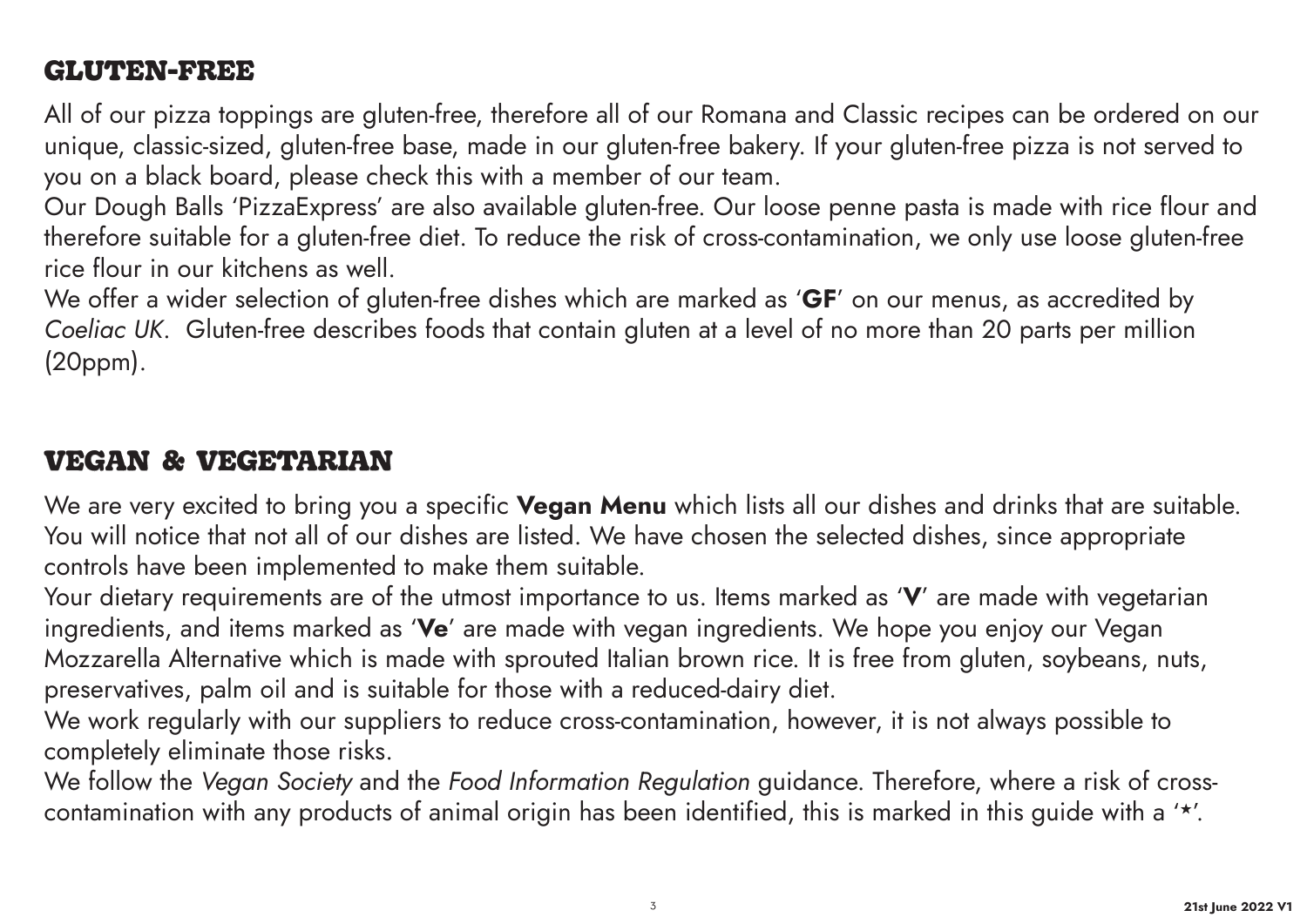## GLUTEN-FREE

All of our pizza toppings are gluten-free, therefore all of our Romana and Classic recipes can be ordered on our unique, classic-sized, gluten-free base, made in our gluten-free bakery. If your gluten-free pizza is not served to you on a black board, please check this with a member of our team.

Our Dough Balls 'PizzaExpress' are also available gluten-free. Our loose penne pasta is made with rice flour and therefore suitable for a gluten-free diet. To reduce the risk of cross-contamination, we only use loose gluten-free rice flour in our kitchens as well.

We offer a wider selection of gluten-free dishes which are marked as '**GF**' on our menus, as accredited by *Coeliac UK*. Gluten-free describes foods that contain gluten at a level of no more than 20 parts per million (20ppm).

## VEGAN & VEGETARIAN

We are very excited to bring you a specific **Vegan Menu** which lists all our dishes and drinks that are suitable. You will notice that not all of our dishes are listed. We have chosen the selected dishes, since appropriate controls have been implemented to make them suitable.

Your dietary requirements are of the utmost importance to us. Items marked as '**V**' are made with vegetarian ingredients, and items marked as '**Ve**' are made with vegan ingredients. We hope you enjoy our Vegan Mozzarella Alternative which is made with sprouted Italian brown rice. It is free from gluten, soybeans, nuts, preservatives, palm oil and is suitable for those with a reduced-dairy diet.

We work regularly with our suppliers to reduce cross-contamination, however, it is not always possible to completely eliminate those risks.

We follow the *Vegan Society* and the *Food Information Regulation* guidance. Therefore, where a risk of cross-contamination with any products of animal origin has been identified, this is marked in this guide with a '*'.

**21st June 2022 V1**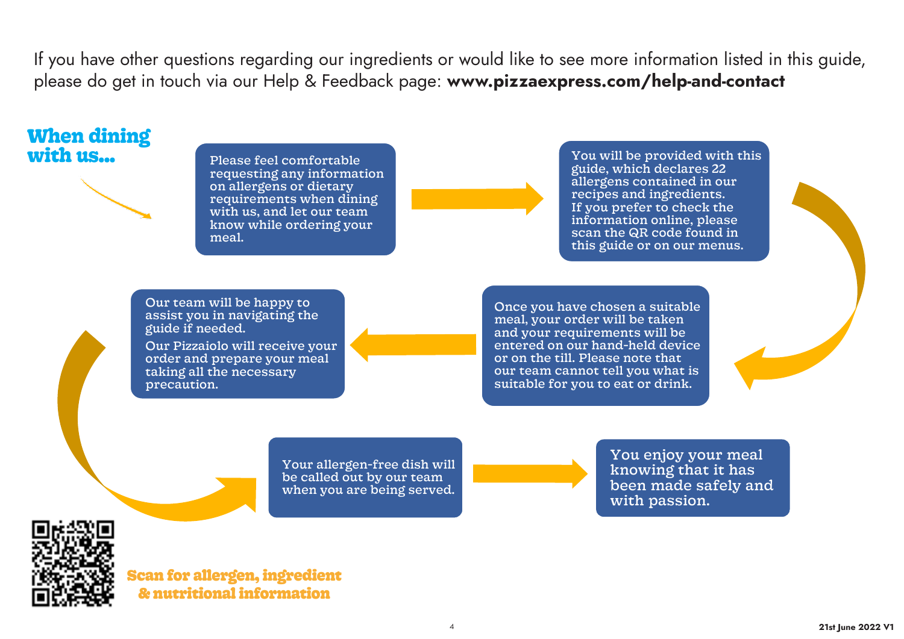If you have other questions regarding our ingredients or would like to see more information listed in this guide, please do get in touch via our Help & Feedback page: **www.pizzaexpress.com/help-and-contact**

## When dining with us...

Please feel comfortable requesting any information on allergens or dietary requirements when dining with us, and let our team know while ordering your meal.

You will be provided with this guide, which declares 22 allergens contained in our recipes and ingredients. If you prefer to check the information online, please scan the QR code found in this guide or on our menus.

Once you have chosen a suitable meal, your order will be taken and your requirements will be entered on our hand-held device or on the till. Please note that our team cannot tell you what is suitable for you to eat or drink.

Our team will be happy to assist you in navigating the guide if needed.

Our Pizzaiolo will receive your order and prepare your meal taking all the necessary precaution.

Your allergen-free dish will be called out by our team when you are being served.

You enjoy your meal knowing that it has been made safely and with passion.

**Scan for allergen, ingredient & nutritional information**

21st June 2022 V1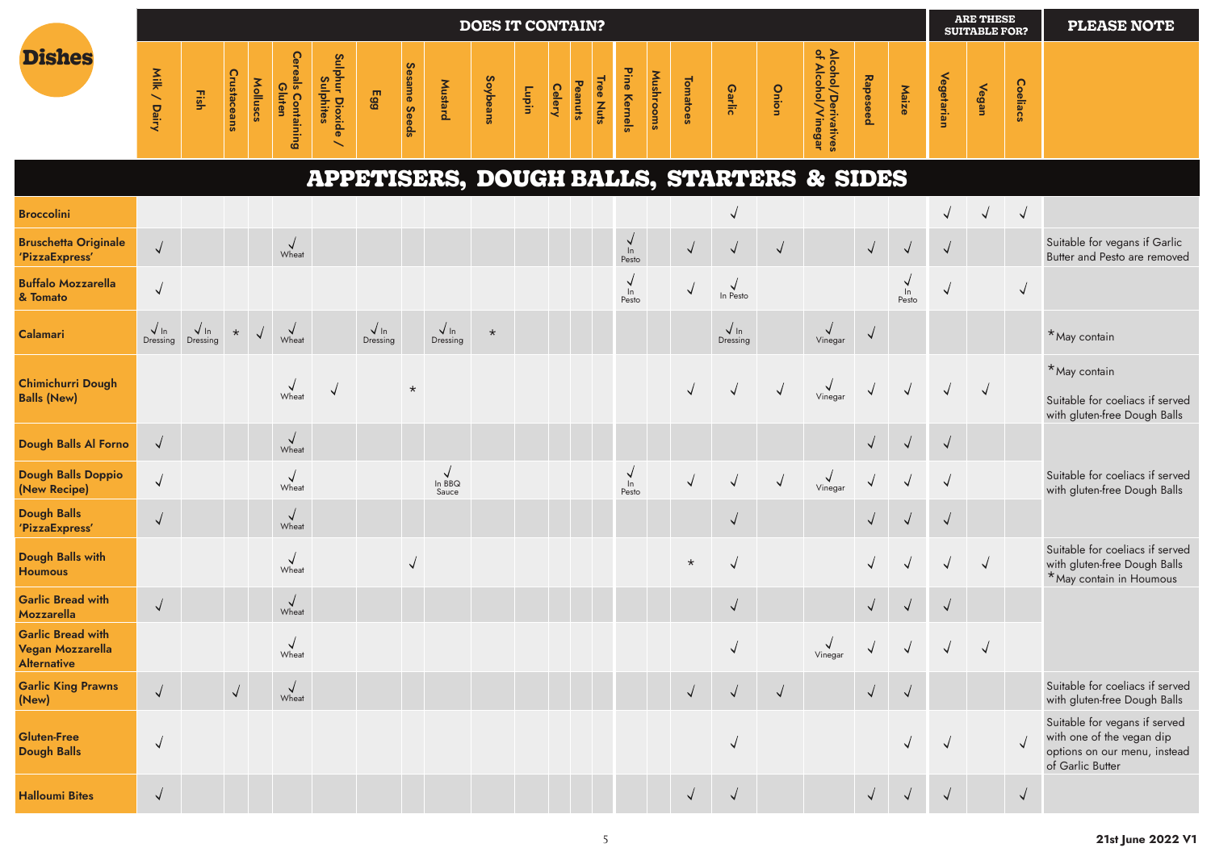| Dishes | DOES IT CONTAIN? | | | | | | | | | | | | | | | | | | | | | | | ARE THESE SUITABLE FOR? | | | PLEASE NOTE |
|---|---|---|---|---|---|---|---|---|---|---|---|---|---|---|---|---|---|---|---|---|---|---|---|---|---|---|---|
| | Milk / Dairy | Fish | Crustaceans | Molluscs | Cereals Containing Gluten | Sulphur Dioxide / Sulphites | Egg | Sesame Seeds | Mustard | Soybeans | Lupin | Celery | Peanuts | Tree Nuts | Pine Kernels | Mushrooms | Tomatoes | Garlic | Onion | Alcohol/Derivatives of Alcohol/Vinegar | Rapeseed | Maize | Vegetarian | Vegan | Coeliacs | |
| **APPETISERS, DOUGH BALLS, STARTERS & SIDES** | | | | | | | | | | | | | | | | | | | | | | | | | | | |
| Broccolini | | | | | | | | | | | | | | | | | | √ | | | | | √ | √ | √ | |
| Bruschetta Originale 'PizzaExpress' | √ | | | | √ Wheat | | | | | | | | | | √ In Pesto | | √ | √ | √ | | √ | √ | √ | | | Suitable for vegans if Garlic Butter and Pesto are removed |
| Buffalo Mozzarella & Tomato | √ | | | | | | | | | | | | | | √ In Pesto | | √ | √ In Pesto | | | | √ In Pesto | √ | | √ | |
| Calamari | √ In Dressing | √ In Dressing | * | √ | √ Wheat | | √ In Dressing | | √ In Dressing | * | | | | | | | | √ In Dressing | | √ Vinegar | √ | | | | | *May contain |
| Chimichurri Dough Balls (New) | | | | | √ Wheat | √ | | * | | | | | | | | | √ | √ | √ | √ Vinegar | √ | √ | √ | √ | | *May contain<br>Suitable for coeliacs if served with gluten-free Dough Balls |
| Dough Balls Al Forno | √ | | | | √ Wheat | | | | | | | | | | | | | | | | √ | √ | √ | | | |
| Dough Balls Doppio (New Recipe) | √ | | | | √ Wheat | | | | √ In BBQ Sauce | | | | | | √ In Pesto | | √ | √ | √ | √ Vinegar | √ | √ | √ | | | Suitable for coeliacs if served with gluten-free Dough Balls |
| Dough Balls 'PizzaExpress' | √ | | | | √ Wheat | | | | | | | | | | | | | √ | | | √ | √ | √ | | | |
| Dough Balls with Houmous | | | | | √ Wheat | | | √ | | | | | | | | | * | √ | | | √ | √ | √ | √ | | Suitable for coeliacs if served with gluten-free Dough Balls<br>*May contain in Houmous |
| Garlic Bread with Mozzarella | √ | | | | √ Wheat | | | | | | | | | | | | | √ | | | √ | √ | √ | | | |
| Garlic Bread with Vegan Mozzarella Alternative | | | | | √ Wheat | | | | | | | | | | | | | √ | | √ Vinegar | √ | √ | √ | √ | | |
| Garlic King Prawns (New) | √ | | √ | | √ Wheat | | | | | | | | | | | | √ | √ | √ | | √ | √ | | | | Suitable for coeliacs if served with gluten-free Dough Balls |
| Gluten-Free Dough Balls | √ | | | | | | | | | | | | | | | | | √ | | | | √ | √ | | √ | Suitable for vegans if served with one of the vegan dip options on our menu, instead of Garlic Butter |
| Halloumi Bites | √ | | | | | | | | | | | | | | | | √ | √ | | | √ | √ | √ | | √ | |

21st June 2022 V1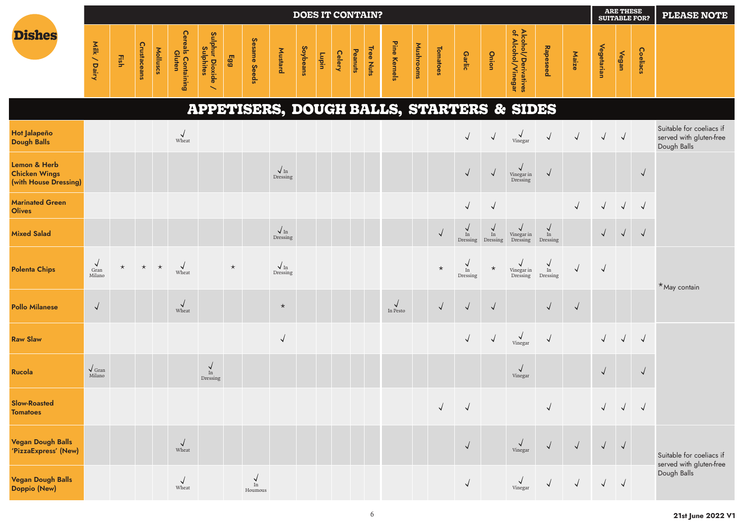| Dishes | Milk / Dairy | Fish | Crustaceans | Molluscs | Cereals Containing Gluten | Sulphur Dioxide / Sulphites | Egg | Sesame Seeds | Mustard | Soybeans | Lupin | Celery | Peanuts | Tree Nuts | Pine Kernels | Mushrooms | Tomatoes | Garlic | Onion | Alcohol/Derivatives of Alcohol/Vinegar | Rapeseed | Maize | Vegetarian | Vegan | Coeliacs | PLEASE NOTE |
|---|---|---|---|---|---|---|---|---|---|---|---|---|---|---|---|---|---|---|---|---|---|---|---|---|---|---|
| | DOES IT CONTAIN? | | | | | | | | | | | | | | | | | | | | | | ARE THESE SUITABLE FOR? | | | |
| **APPETISERS, DOUGH BALLS, STARTERS & SIDES** | | | | | | | | | | | | | | | | | | | | | | | | | | |
| **Hot Jalapeño Dough Balls** | | | | | √ Wheat | | | | | | | | | | | | | √ | √ | √ Vinegar | √ | √ | √ | √ | | Suitable for coeliacs if served with gluten-free Dough Balls |
| **Lemon & Herb Chicken Wings (with House Dressing)** | | | | | | | | | √ In Dressing | | | | | | | | | √ | √ | √ Vinegar in Dressing | √ | | | | √ | |
| **Marinated Green Olives** | | | | | | | | | | | | | | | | | | √ | √ | | | √ | √ | √ | √ | |
| **Mixed Salad** | | | | | | | | | √ In Dressing | | | | | | | | √ | √ In Dressing | √ In Dressing | √ Vinegar in Dressing | √ In Dressing | | √ | √ | √ | |
| **Polenta Chips** | √ Gran Milano | * | * | * | √ Wheat | | * | | √ In Dressing | | | | | | | | * | √ In Dressing | * | √ Vinegar in Dressing | √ In Dressing | √ | √ | | | *May contain |
| **Pollo Milanese** | √ | | | | √ Wheat | | | | * | | | | | | √ In Pesto | | √ | √ | √ | | √ | √ | | | | |
| **Raw Slaw** | | | | | | | | | √ | | | | | | | | | √ | √ | √ Vinegar | √ | | √ | √ | √ | |
| **Rucola** | √ Gran Milano | | | | | √ In Dressing | | | | | | | | | | | | | | √ Vinegar | | | √ | | √ | |
| **Slow-Roasted Tomatoes** | | | | | | | | | | | | | | | | | √ | √ | | | √ | | √ | √ | √ | |
| **Vegan Dough Balls 'PizzaExpress' (New)** | | | | | √ Wheat | | | | | | | | | | | | | √ | | √ Vinegar | √ | √ | √ | √ | | Suitable for coeliacs if served with gluten-free Dough Balls |
| **Vegan Dough Balls Doppio (New)** | | | | | √ Wheat | | | √ In Houmous | | | | | | | | | | √ | | √ Vinegar | √ | √ | √ | √ | | |

21st June 2022 V1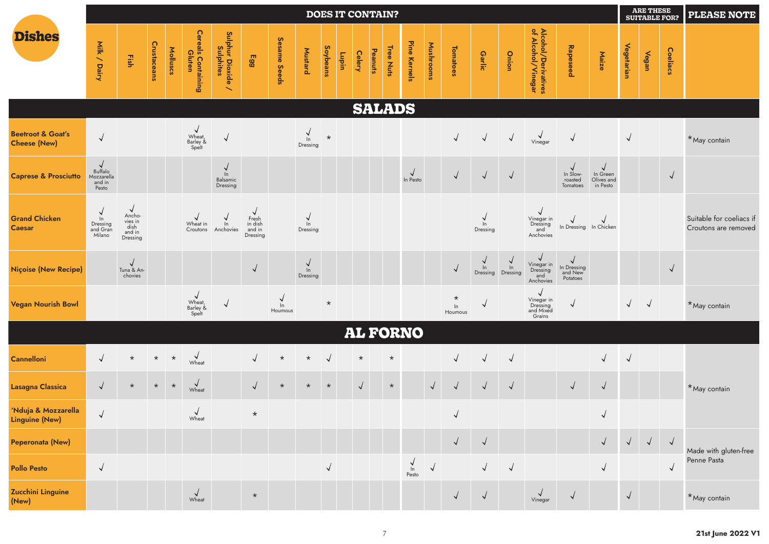| Dishes | DOES IT CONTAIN? | | | | | | | | | | | | | | | | | | | | | | | | ARE THESE SUITABLE FOR? | | | PLEASE NOTE |
|---|---|---|---|---|---|---|---|---|---|---|---|---|---|---|---|---|---|---|---|---|---|---|---|---|---|---|---|---|
| | Milk / Dairy | Fish | Crustaceans | Molluscs | Cereals Containing Gluten | Sulphur Dioxide / Sulphites | Egg | Sesame Seeds | Mustard | Soybeans | Lupin | Celery | Peanuts | Tree Nuts | Pine Kernels | Mushrooms | Tomatoes | Garlic | Onion | Alcohol/Derivatives of Alcohol/Vinegar | Rapeseed | Maize | Vegetarian | Vegan | Coeliacs | |
| **SALADS** | | | | | | | | | | | | | | | | | | | | | | | | | | | | |
| **Beetroot & Goat's Cheese (New)** | √ | | | | √ Wheat, Barley & Spelt | √ | | | √ In Dressing | * | | | | | | | √ | √ | √ | √ Vinegar | √ | | √ | | | *May contain |
| **Caprese & Prosciutto** | √ Buffalo Mozzarella and in Pesto | | | | | √ In Balsamic Dressing | | | | | | | | | √ In Pesto | | √ | √ | √ | | √ In Slow-roasted Tomatoes | √ In Green Olives and in Pesto | | | √ | |
| **Grand Chicken Caesar** | √ In Dressing and Gran Milano | √ Anchovies in dish and in Dressing | | | √ Wheat in Croutons | √ In Anchovies | √ Fresh in dish and in Dressing | | √ In Dressing | | | | | | | | | √ In Dressing | | √ Vinegar in Dressing and Anchovies | √ In Dressing | √ In Chicken | | | | Suitable for coeliacs if Croutons are removed |
| **Niçoise (New Recipe)** | | √ Tuna & Anchovies | | | | | √ | | √ In Dressing | | | | | | | | √ | √ In Dressing | √ In Dressing | √ Vinegar in Dressing and Anchovies | √ In Dressing and New Potatoes | | | | √ | |
| **Vegan Nourish Bowl** | | | | | √ Wheat, Barley & Spelt | √ | | √ In Houmous | | * | | | | | | | * In Houmous | √ | | √ Vinegar in Dressing and Mixed Grains | √ | | √ | √ | | *May contain |
| **AL FORNO** | | | | | | | | | | | | | | | | | | | | | | | | | | | | |
| **Cannelloni** | √ | * | * | * | √ Wheat | | √ | * | * | √ | | * | | * | | | √ | √ | √ | | | √ | √ | | | *May contain |
| **Lasagna Classica** | √ | * | * | * | √ Wheat | | √ | * | * | * | | √ | | * | | √ | √ | √ | √ | | √ | √ | | | | *May contain |
| **'Nduja & Mozzarella Linguine (New)** | √ | | | | √ Wheat | | * | | | | | | | | | | √ | | | | | √ | | | | *May contain |
| **Peperonata (New)** | | | | | | | | | | | | | | | | | √ | √ | | | | √ | √ | √ | √ | Made with gluten-free Penne Pasta |
| **Pollo Pesto** | √ | | | | | | | | | √ | | | | | √ In Pesto | √ | | √ | √ | | | √ | | | √ | Made with gluten-free Penne Pasta |
| **Zucchini Linguine (New)** | | | | | √ Wheat | | * | | | | | | | | | | √ | √ | | √ Vinegar | √ | | √ | | | *May contain |

21st June 2022 V1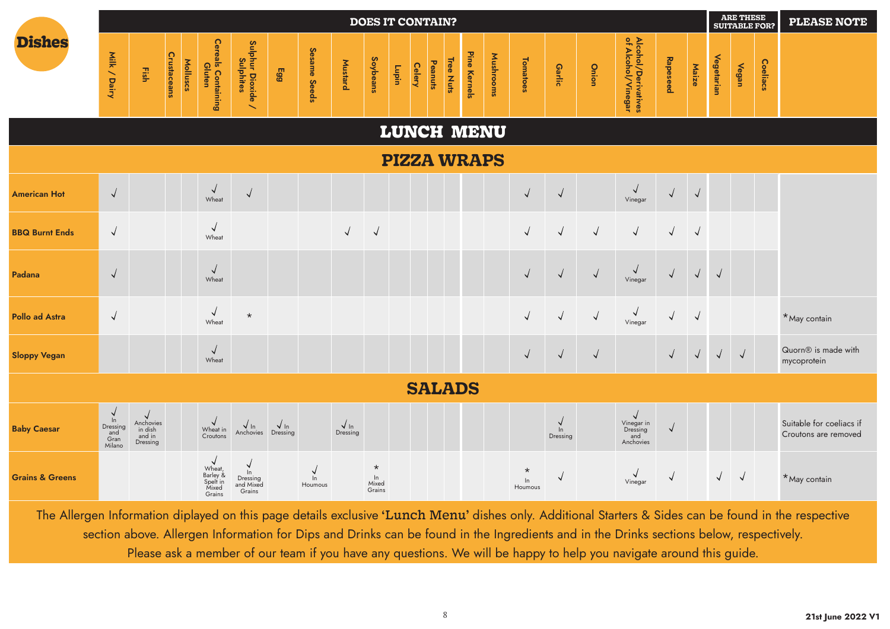| Dishes | Milk / Dairy | Fish | Crustaceans | Molluscs | Cereals Containing Gluten | Sulphur Dioxide / Sulphites | Egg | Sesame Seeds | Mustard | Soybeans | Lupin | Celery | Peanuts | Tree Nuts | Pine Kernels | Mushrooms | Tomatoes | Garlic | Onion | Alcohol/Derivatives of Alcohol/Vinegar | Rapeseed | Maize | Vegetarian | Vegan | Coeliacs | PLEASE NOTE |
|---|---|---|---|---|---|---|---|---|---|---|---|---|---|---|---|---|---|---|---|---|---|---|---|---|---|---|
| **LUNCH MENU** | | | | | | | | | | | | | | | | | | | | | | | | | | |
| **PIZZA WRAPS** | | | | | | | | | | | | | | | | | | | | | | | | | | |
| American Hot | √ | | | | √ Wheat | √ | | | | | | | | | | | √ | √ | | √ Vinegar | √ | √ | | | | |
| BBQ Burnt Ends | √ | | | | √ Wheat | | | | √ | √ | | | | | | | √ | √ | √ | √ | √ | √ | | | | |
| Padana | √ | | | | √ Wheat | | | | | | | | | | | | √ | √ | √ | √ Vinegar | √ | √ | √ | | | |
| Pollo ad Astra | √ | | | | √ Wheat | * | | | | | | | | | | | √ | √ | √ | √ Vinegar | √ | √ | | | | *May contain |
| Sloppy Vegan | | | | | √ Wheat | | | | | | | | | | | | √ | √ | √ | | √ | √ | √ | √ | | Quorn® is made with mycoprotein |
| **SALADS** | | | | | | | | | | | | | | | | | | | | | | | | | | |
| Baby Caesar | √ In Dressing and Gran Milano | √ Anchovies in dish and in Dressing | | | √ Wheat in Croutons | √ In Anchovies | √ In Dressing | | √ In Dressing | | | | | | | | | √ In Dressing | | √ Vinegar in Dressing and Anchovies | √ | | | | | Suitable for coeliacs if Croutons are removed |
| Grains & Greens | | | | | √ Wheat, Barley & Spelt in Mixed Grains | √ In Dressing and Mixed Grains | | √ In Houmous | | * In Mixed Grains | | | | | | | * In Houmous | √ | | √ Vinegar | √ | | √ | √ | | *May contain |

The Allergen Information diplayed on this page details exclusive 'Lunch Menu' dishes only. Additional Starters & Sides can be found in the respective section above. Allergen Information for Dips and Drinks can be found in the Ingredients and in the Drinks sections below, respectively. Please ask a member of our team if you have any questions. We will be happy to help you navigate around this guide.

21st June 2022 V1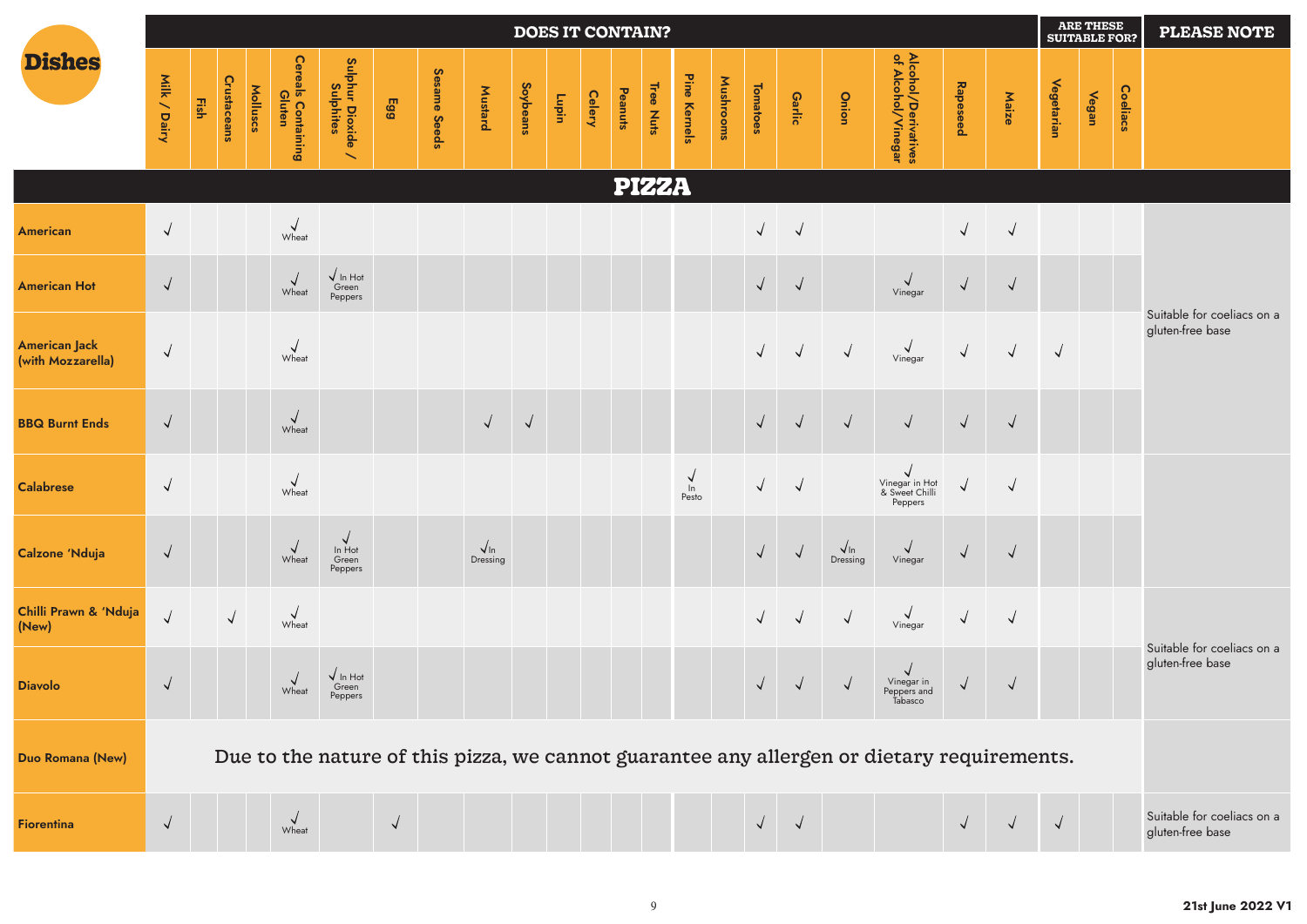| Dishes | DOES IT CONTAIN? | | | | | | | | | | | | | | | | | | | | | | | ARE THESE SUITABLE FOR? | | | PLEASE NOTE |
|---|---|---|---|---|---|---|---|---|---|---|---|---|---|---|---|---|---|---|---|---|---|---|---|---|---|---|---|
| | Milk / Dairy | Fish | Crustaceans | Molluscs | Cereals Containing Gluten | Sulphur Dioxide / Sulphites | Egg | Sesame Seeds | Mustard | Soybeans | Lupin | Celery | Peanuts | Tree Nuts | Pine Kernels | Mushrooms | Tomatoes | Garlic | Onion | Alcohol/Derivatives of Alcohol/Vinegar | Rapeseed | Maize | Vegetarian | Vegan | Coeliacs | |
| **PIZZA** | | | | | | | | | | | | | | | | | | | | | | | | | | | |
| American | √ | | | | √ Wheat | | | | | | | | | | | | √ | √ | | | √ | √ | | | | Suitable for coeliacs on a gluten-free base |
| American Hot | √ | | | | √ Wheat | √ In Hot Green Peppers | | | | | | | | | | | √ | √ | | √ Vinegar | √ | √ | | | | Suitable for coeliacs on a gluten-free base |
| American Jack (with Mozzarella) | √ | | | | √ Wheat | | | | | | | | | | | | √ | √ | √ | √ Vinegar | √ | √ | √ | | | Suitable for coeliacs on a gluten-free base |
| BBQ Burnt Ends | √ | | | | √ Wheat | | | | √ | √ | | | | | | | √ | √ | √ | √ | √ | √ | | | | Suitable for coeliacs on a gluten-free base |
| Calabrese | √ | | | | √ Wheat | | | | | | | | | | √ In Pesto | | √ | √ | | √ Vinegar in Hot & Sweet Chilli Peppers | √ | √ | | | | |
| Calzone 'Nduja | √ | | | | √ Wheat | √ In Hot Green Peppers | | | √ In Dressing | | | | | | | | √ | √ | √ In Dressing | √ Vinegar | √ | √ | | | | |
| Chilli Prawn & 'Nduja (New) | √ | | √ | | √ Wheat | | | | | | | | | | | | √ | √ | √ | √ Vinegar | √ | √ | | | | Suitable for coeliacs on a gluten-free base |
| Diavolo | √ | | | | √ Wheat | √ In Hot Green Peppers | | | | | | | | | | | √ | √ | √ | √ Vinegar in Peppers and Tabasco | √ | √ | | | | Suitable for coeliacs on a gluten-free base |
| Duo Romana (New) | Due to the nature of this pizza, we cannot guarantee any allergen or dietary requirements. | | | | | | | | | | | | | | | | | | | | | | | | | |
| Fiorentina | √ | | | | √ Wheat | | √ | | | | | | | | | | √ | √ | | | √ | √ | √ | | | Suitable for coeliacs on a gluten-free base |

21st June 2022 V1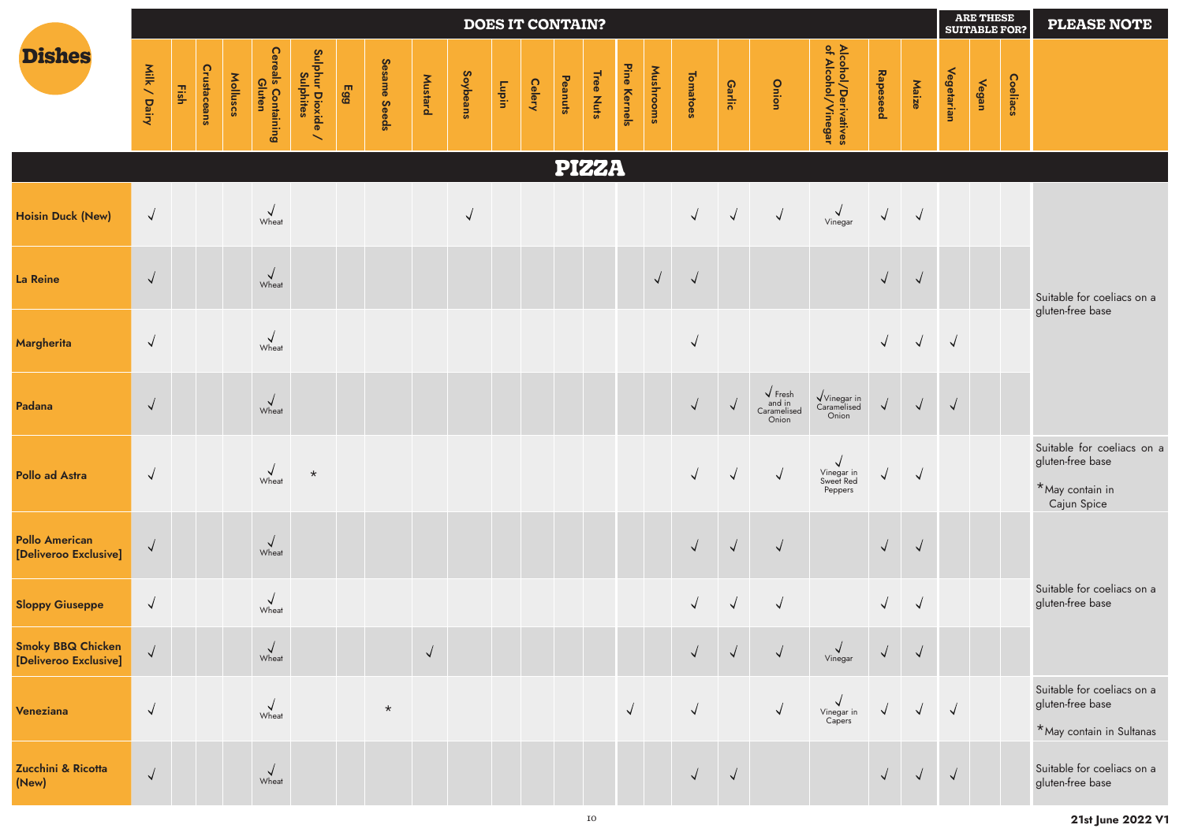| Dishes | DOES IT CONTAIN? | | | | | | | | | | | | | | | | | | | | | | ARE THESE SUITABLE FOR? | | | PLEASE NOTE |
|---|---|---|---|---|---|---|---|---|---|---|---|---|---|---|---|---|---|---|---|---|---|---|---|---|---|---|
| | Milk / Dairy | Fish | Crustaceans | Molluscs | Cereals Containing Gluten | Sulphur Dioxide / Sulphites | Egg | Sesame Seeds | Mustard | Soybeans | Lupin | Celery | Peanuts | Tree Nuts | Pine Kernels | Mushrooms | Tomatoes | Garlic | Onion | Alcohol/Derivatives of Alcohol/Vinegar | Rapeseed | Maize | Vegetarian | Vegan | Coeliacs | |
| **PIZZA** | | | | | | | | | | | | | | | | | | | | | | | | | | |
| Hoisin Duck (New) | √ | | | | √ Wheat | | | | | √ | | | | | | | √ | √ | √ | √ Vinegar | √ | √ | | | | Suitable for coeliacs on a gluten-free base |
| La Reine | √ | | | | √ Wheat | | | | | | | | | | | √ | √ | | | | √ | √ | | | | Suitable for coeliacs on a gluten-free base |
| Margherita | √ | | | | √ Wheat | | | | | | | | | | | | √ | | | | √ | √ | √ | | | Suitable for coeliacs on a gluten-free base |
| Padana | √ | | | | √ Wheat | | | | | | | | | | | | √ | √ | √ Fresh and in Caramelised Onion | √ Vinegar in Caramelised Onion | √ | √ | √ | | | Suitable for coeliacs on a gluten-free base |
| Pollo ad Astra | √ | | | | √ Wheat | * | | | | | | | | | | | √ | √ | √ | √ Vinegar in Sweet Red Peppers | √ | √ | | | | Suitable for coeliacs on a gluten-free base *May contain in Cajun Spice |
| Pollo American [Deliveroo Exclusive] | √ | | | | √ Wheat | | | | | | | | | | | | √ | √ | √ | | √ | √ | | | | Suitable for coeliacs on a gluten-free base |
| Sloppy Giuseppe | √ | | | | √ Wheat | | | | | | | | | | | | √ | √ | √ | | √ | √ | | | | Suitable for coeliacs on a gluten-free base |
| Smoky BBQ Chicken [Deliveroo Exclusive] | √ | | | | √ Wheat | | | | √ | | | | | | | | √ | √ | √ | √ Vinegar | √ | √ | | | | Suitable for coeliacs on a gluten-free base |
| Veneziana | √ | | | | √ Wheat | | | * | | | | | | | √ | | √ | | √ | √ Vinegar in Capers | √ | √ | √ | | | Suitable for coeliacs on a gluten-free base *May contain in Sultanas |
| Zucchini & Ricotta (New) | √ | | | | √ Wheat | | | | | | | | | | | | √ | √ | | | √ | √ | √ | | | Suitable for coeliacs on a gluten-free base |

**21st June 2022 V1**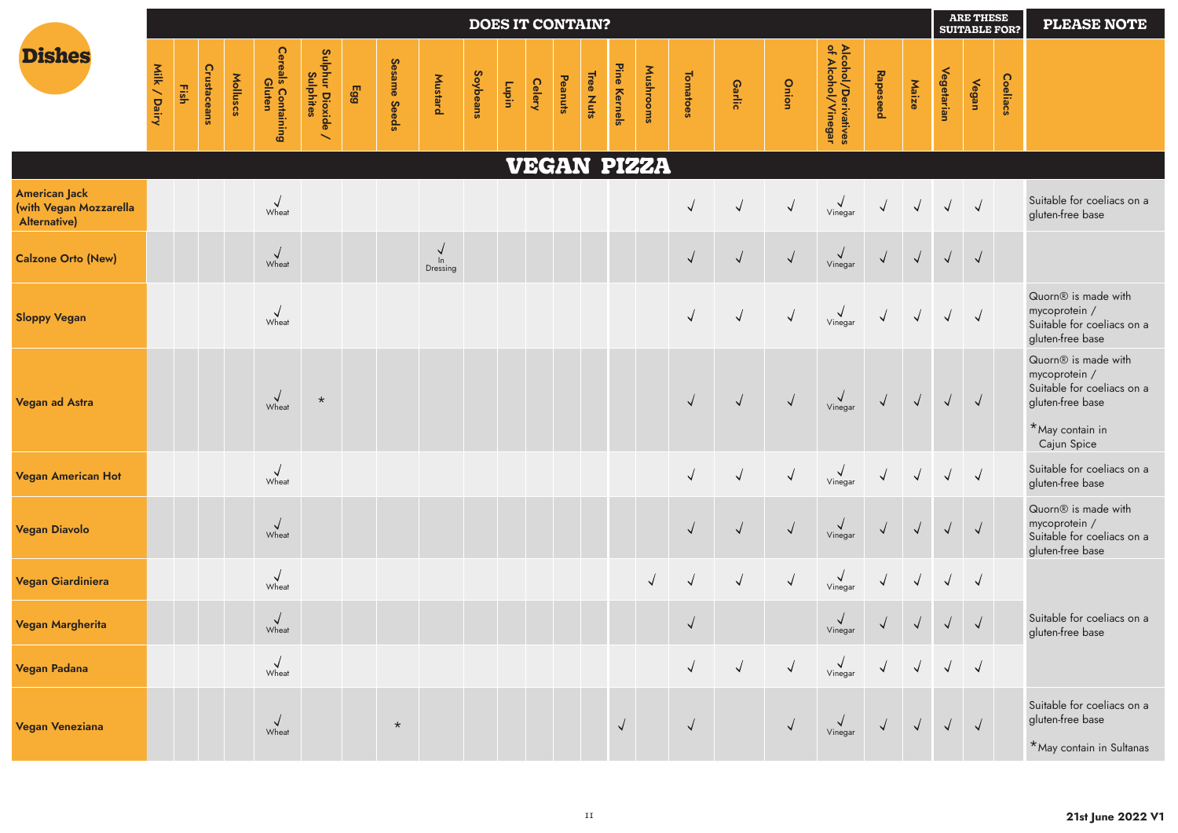| Dishes | DOES IT CONTAIN? | | | | | | | | | | | | | | | | | | | | | | | ARE THESE SUITABLE FOR? | | | PLEASE NOTE |
|---|---|---|---|---|---|---|---|---|---|---|---|---|---|---|---|---|---|---|---|---|---|---|---|---|---|---|---|
| | Milk / Dairy | Fish | Crustaceans | Molluscs | Cereals Containing Gluten | Sulphur Dioxide / Sulphites | Egg | Sesame Seeds | Mustard | Soybeans | Lupin | Celery | Peanuts | Tree Nuts | Pine Kernels | Mushrooms | Tomatoes | Garlic | Onion | Alcohol/Derivatives of Alcohol/Vinegar | Rapeseed | Maize | Vegetarian | Vegan | Coeliacs | |
| **VEGAN PIZZA** | | | | | | | | | | | | | | | | | | | | | | | | | | | |
| American Jack (with Vegan Mozzarella Alternative) | | | | | √ Wheat | | | | | | | | | | | | √ | √ | √ | √ Vinegar | √ | √ | √ | √ | | Suitable for coeliacs on a gluten-free base |
| Calzone Orto (New) | | | | | √ Wheat | | | | √ In Dressing | | | | | | | | √ | √ | √ | √ Vinegar | √ | √ | √ | √ | | |
| Sloppy Vegan | | | | | √ Wheat | | | | | | | | | | | | √ | √ | √ | √ Vinegar | √ | √ | √ | √ | | Quorn® is made with mycoprotein / Suitable for coeliacs on a gluten-free base |
| Vegan ad Astra | | | | | √ Wheat | * | | | | | | | | | | | √ | √ | √ | √ Vinegar | √ | √ | √ | √ | | Quorn® is made with mycoprotein / Suitable for coeliacs on a gluten-free base *May contain in Cajun Spice |
| Vegan American Hot | | | | | √ Wheat | | | | | | | | | | | | √ | √ | √ | √ Vinegar | √ | √ | √ | √ | | Suitable for coeliacs on a gluten-free base |
| Vegan Diavolo | | | | | √ Wheat | | | | | | | | | | | | √ | √ | √ | √ Vinegar | √ | √ | √ | √ | | Quorn® is made with mycoprotein / Suitable for coeliacs on a gluten-free base |
| Vegan Giardiniera | | | | | √ Wheat | | | | | | | | | | | √ | √ | √ | √ | √ Vinegar | √ | √ | √ | √ | | Suitable for coeliacs on a gluten-free base |
| Vegan Margherita | | | | | √ Wheat | | | | | | | | | | | | √ | | | √ Vinegar | √ | √ | √ | √ | | Suitable for coeliacs on a gluten-free base |
| Vegan Padana | | | | | √ Wheat | | | | | | | | | | | | √ | √ | √ | √ Vinegar | √ | √ | √ | √ | | Suitable for coeliacs on a gluten-free base |
| Vegan Veneziana | | | | | √ Wheat | | | * | | | | | | | √ | | √ | | √ | √ Vinegar | √ | √ | √ | √ | | Suitable for coeliacs on a gluten-free base *May contain in Sultanas |

21st June 2022 V1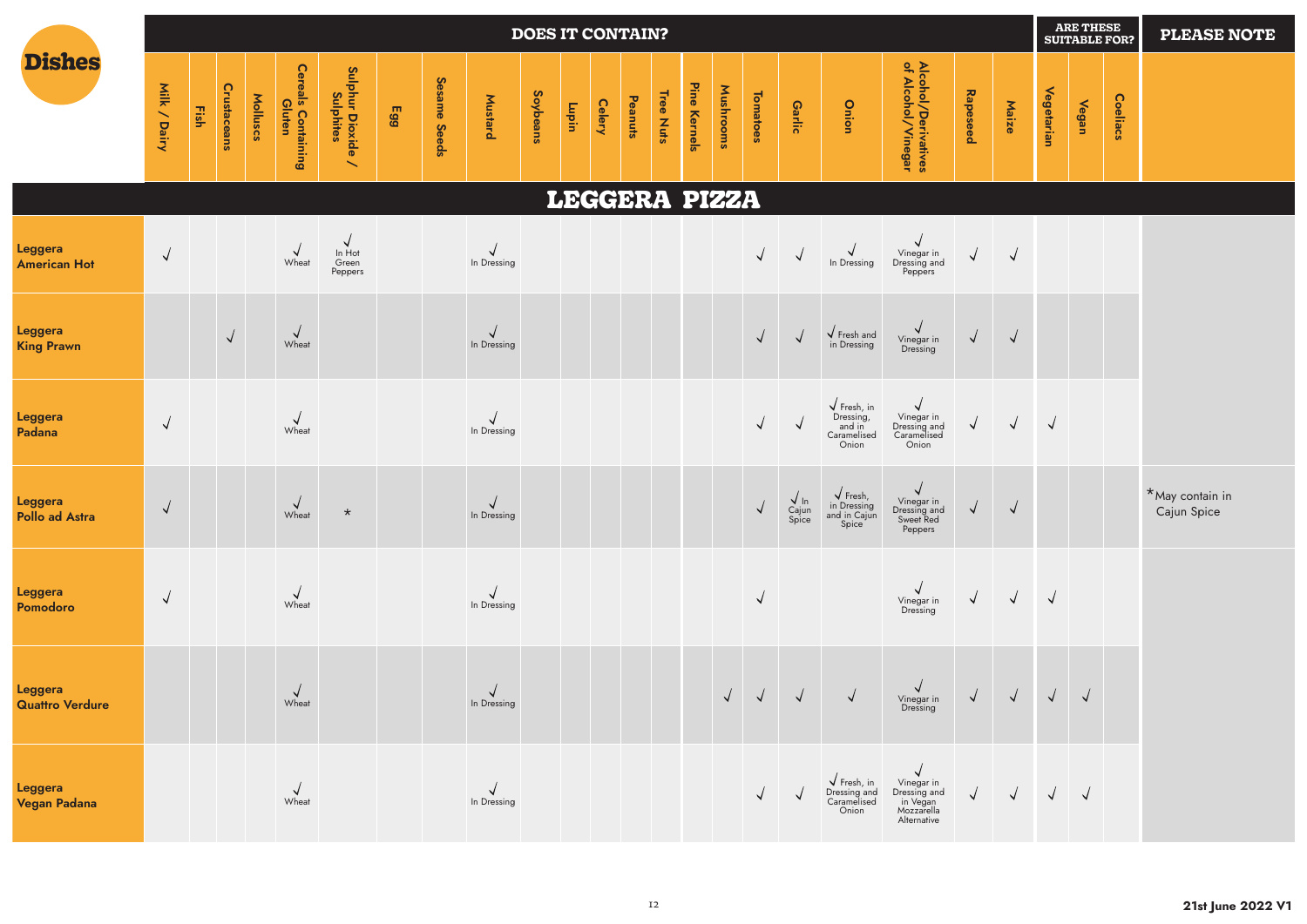| Dishes | Milk / Dairy | Fish | Crustaceans | Molluscs | Cereals Containing Gluten | Sulphur Dioxide / Sulphites | Egg | Sesame Seeds | Mustard | Soybeans | Lupin | Celery | Peanuts | Tree Nuts | Pine Kernels | Mushrooms | Tomatoes | Garlic | Onion | Alcohol/Derivatives of Alcohol/Vinegar | Rapeseed | Maize | Vegetarian | Vegan | Coeliacs | PLEASE NOTE |
|---|---|---|---|---|---|---|---|---|---|---|---|---|---|---|---|---|---|---|---|---|---|---|---|---|---|---|
| **LEGGERA PIZZA** | | | | | | | | | | | | | | | | | | | | | | | | | | |
| Leggera American Hot | √ | | | | √ Wheat | √ In Hot Green Peppers | | | √ In Dressing | | | | | | | | √ | √ | √ In Dressing | √ Vinegar in Dressing and Peppers | √ | √ | | | | |
| Leggera King Prawn | | | √ | | √ Wheat | | | | √ In Dressing | | | | | | | | √ | √ | √ Fresh and in Dressing | √ Vinegar in Dressing | √ | √ | | | | |
| Leggera Padana | √ | | | | √ Wheat | | | | √ In Dressing | | | | | | | | √ | √ | √ Fresh, in Dressing, and in Caramelised Onion | √ Vinegar in Dressing and Caramelised Onion | √ | √ | √ | | | |
| Leggera Pollo ad Astra | √ | | | | √ Wheat | * | | | √ In Dressing | | | | | | | | √ | √ In Cajun Spice | √ Fresh, in Dressing and in Cajun Spice | √ Vinegar in Dressing and Sweet Red Peppers | √ | √ | | | | *May contain in Cajun Spice |
| Leggera Pomodoro | √ | | | | √ Wheat | | | | √ In Dressing | | | | | | | | √ | | | √ Vinegar in Dressing | √ | √ | √ | | | |
| Leggera Quattro Verdure | | | | | √ Wheat | | | | √ In Dressing | | | | | | | √ | √ | √ | √ | √ Vinegar in Dressing | √ | √ | √ | √ | | |
| Leggera Vegan Padana | | | | | √ Wheat | | | | √ In Dressing | | | | | | | | √ | √ | √ Fresh, in Dressing and Caramelised Onion | √ Vinegar in Dressing and in Vegan Mozzarella Alternative | √ | √ | √ | √ | | |

**21st June 2022 V1**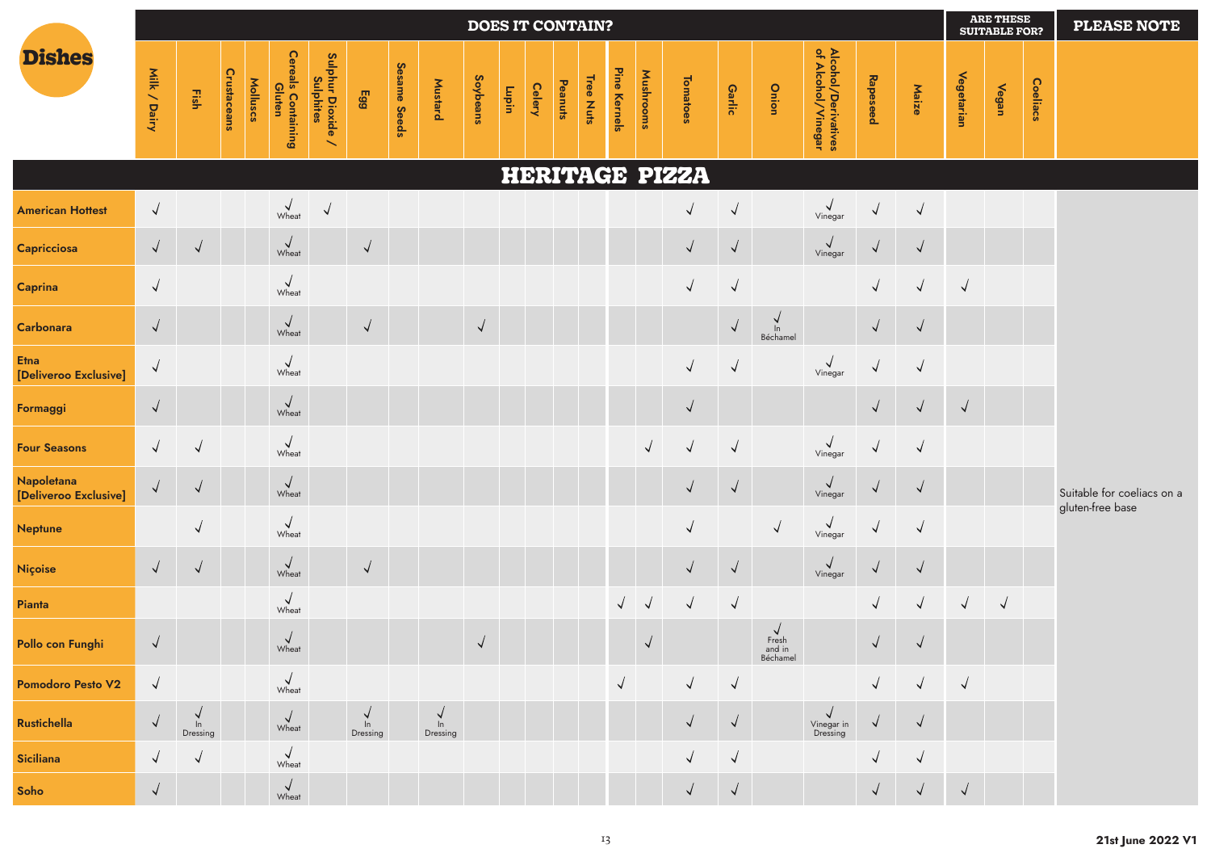| Dishes | DOES IT CONTAIN? | | | | | | | | | | | | | | | | | | | | | | | ARE THESE SUITABLE FOR? | | | PLEASE NOTE |
|---|---|---|---|---|---|---|---|---|---|---|---|---|---|---|---|---|---|---|---|---|---|---|---|---|---|---|---|
| | Milk / Dairy | Fish | Crustaceans | Molluscs | Cereals Containing Gluten | Sulphur Dioxide / Sulphites | Egg | Sesame Seeds | Mustard | Soybeans | Lupin | Celery | Peanuts | Tree Nuts | Pine Kernels | Mushrooms | Tomatoes | Garlic | Onion | Alcohol/Derivatives of Alcohol/Vinegar | Rapeseed | Maize | Vegetarian | Vegan | Coeliacs | |
| **HERITAGE PIZZA** | | | | | | | | | | | | | | | | | | | | | | | | | | | |
| American Hottest | √ | | | | √ Wheat | √ | | | | | | | | | | | √ | √ | | √ Vinegar | √ | √ | | | | Suitable for coeliacs on a gluten-free base |
| Capricciosa | √ | √ | | | √ Wheat | | √ | | | | | | | | | | √ | √ | | √ Vinegar | √ | √ | | | | |
| Caprina | √ | | | | √ Wheat | | | | | | | | | | | | √ | √ | | | √ | √ | √ | | | |
| Carbonara | √ | | | | √ Wheat | | √ | | | √ | | | | | | | | √ | √ In Béchamel | | √ | √ | | | | |
| Etna [Deliveroo Exclusive] | √ | | | | √ Wheat | | | | | | | | | | | | √ | √ | | √ Vinegar | √ | √ | | | | |
| Formaggi | √ | | | | √ Wheat | | | | | | | | | | | | √ | | | | √ | √ | √ | | | |
| Four Seasons | √ | √ | | | √ Wheat | | | | | | | | | | | √ | √ | √ | | √ Vinegar | √ | √ | | | | |
| Napoletana [Deliveroo Exclusive] | √ | √ | | | √ Wheat | | | | | | | | | | | | √ | √ | | √ Vinegar | √ | √ | | | | |
| Neptune | | √ | | | √ Wheat | | | | | | | | | | | | √ | | √ | √ Vinegar | √ | √ | | | | |
| Niçoise | √ | √ | | | √ Wheat | | √ | | | | | | | | | | √ | √ | | √ Vinegar | √ | √ | | | | |
| Pianta | | | | | √ Wheat | | | | | | | | | | √ | √ | √ | √ | | | √ | √ | √ | √ | | |
| Pollo con Funghi | √ | | | | √ Wheat | | | | | √ | | | | | | √ | | | √ Fresh and in Béchamel | | √ | √ | | | | |
| Pomodoro Pesto V2 | √ | | | | √ Wheat | | | | | | | | | | √ | | √ | √ | | | √ | √ | √ | | | |
| Rustichella | √ | √ In Dressing | | | √ Wheat | | √ In Dressing | | √ In Dressing | | | | | | | | √ | √ | | √ Vinegar in Dressing | √ | √ | | | | |
| Siciliana | √ | √ | | | √ Wheat | | | | | | | | | | | | √ | √ | | | √ | √ | | | | |
| Soho | √ | | | | √ Wheat | | | | | | | | | | | | √ | √ | | | √ | √ | √ | | | |

21st June 2022 V1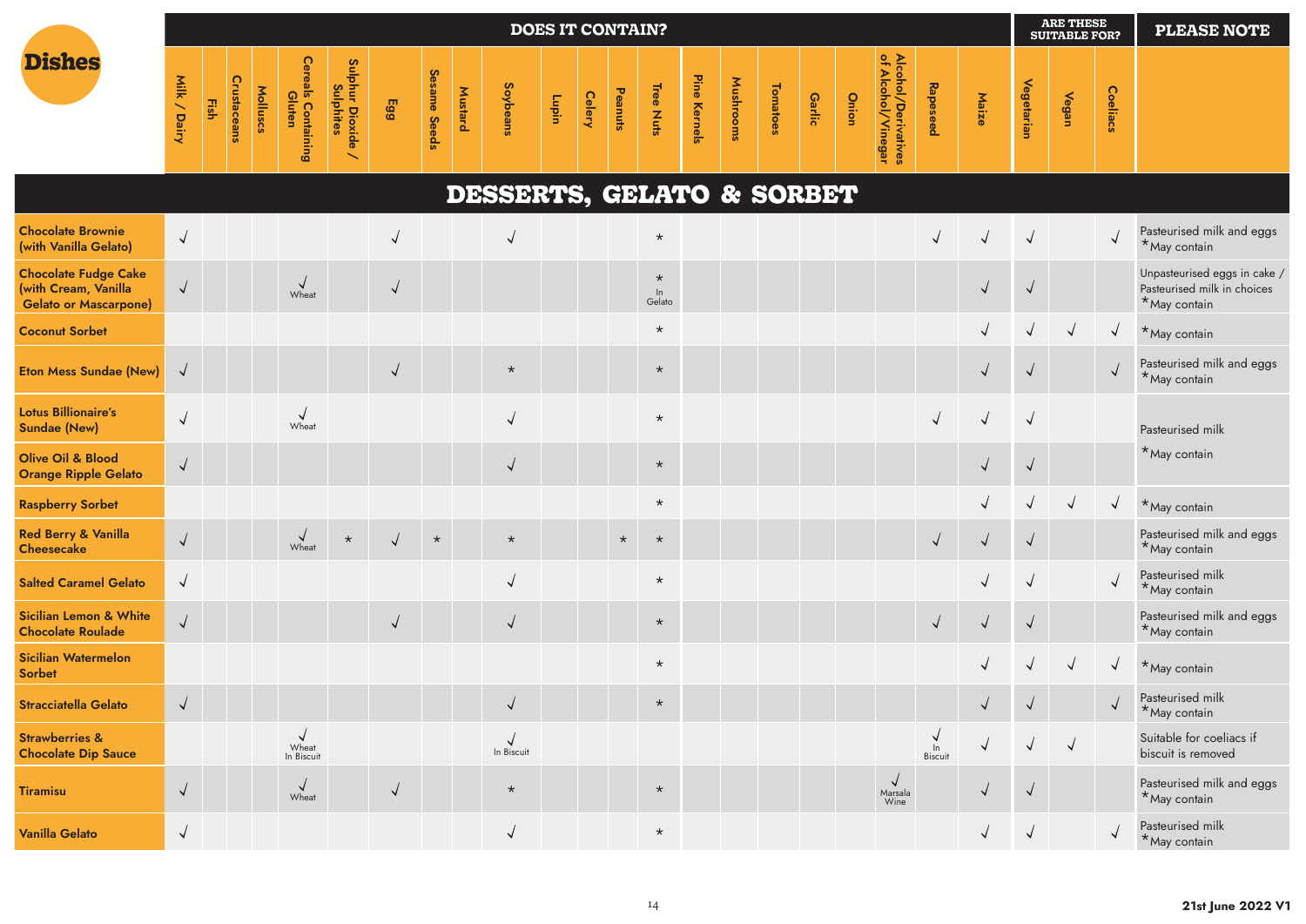# Dishes

## DESSERTS, GELATO & SORBET

| Dishes | DOES IT CONTAIN? | | | | | | | | | | | | | | | | | | | | | | | ARE THESE SUITABLE FOR? | | | PLEASE NOTE |
|---|---|---|---|---|---|---|---|---|---|---|---|---|---|---|---|---|---|---|---|---|---|---|---|---|---|---|---|
| | Milk / Dairy | Fish | Crustaceans | Molluscs | Cereals Containing Gluten | Sulphur Dioxide / Sulphites | Egg | Sesame Seeds | Mustard | Soybeans | Lupin | Celery | Peanuts | Tree Nuts | Pine Kernels | Mushrooms | Tomatoes | Garlic | Onion | Alcohol/Derivatives of Alcohol/Vinegar | Rapeseed | Maize | Vegetarian | Vegan | Coeliacs | |
| **Chocolate Brownie (with Vanilla Gelato)** | √ | | | | | | √ | | | √ | | | | * | | | | | | | √ | √ | √ | | √ | Pasteurised milk and eggs *May contain |
| **Chocolate Fudge Cake (with Cream, Vanilla Gelato or Mascarpone)** | √ | | | | √ Wheat | | √ | | | | | | | * In Gelato | | | | | | | | √ | √ | | | Unpasteurised eggs in cake / Pasteurised milk in choices *May contain |
| **Coconut Sorbet** | | | | | | | | | | | | | | * | | | | | | | | √ | √ | √ | √ | *May contain |
| **Eton Mess Sundae (New)** | √ | | | | | | √ | | | * | | | | * | | | | | | | | √ | √ | | √ | Pasteurised milk and eggs *May contain |
| **Lotus Billionaire's Sundae (New)** | √ | | | | √ Wheat | | | | | √ | | | | * | | | | | | | √ | √ | √ | | | Pasteurised milk *May contain |
| **Olive Oil & Blood Orange Ripple Gelato** | √ | | | | | | | | | √ | | | | * | | | | | | | | √ | √ | | | Pasteurised milk *May contain |
| **Raspberry Sorbet** | | | | | | | | | | | | | | * | | | | | | | | √ | √ | √ | √ | *May contain |
| **Red Berry & Vanilla Cheesecake** | √ | | | | √ Wheat | * | √ | * | | * | | | * | * | | | | | | | √ | √ | √ | | | Pasteurised milk and eggs *May contain |
| **Salted Caramel Gelato** | √ | | | | | | | | | √ | | | | * | | | | | | | | √ | √ | | √ | Pasteurised milk *May contain |
| **Sicilian Lemon & White Chocolate Roulade** | √ | | | | | | √ | | | √ | | | | * | | | | | | | √ | √ | √ | | | Pasteurised milk and eggs *May contain |
| **Sicilian Watermelon Sorbet** | | | | | | | | | | | | | | * | | | | | | | | √ | √ | √ | √ | *May contain |
| **Stracciatella Gelato** | √ | | | | | | | | | √ | | | | * | | | | | | | | √ | √ | | √ | Pasteurised milk *May contain |
| **Strawberries & Chocolate Dip Sauce** | | | | | √ Wheat In Biscuit | | | | | √ In Biscuit | | | | | | | | | | | √ In Biscuit | √ | √ | √ | | Suitable for coeliacs if biscuit is removed |
| **Tiramisu** | √ | | | | √ Wheat | | √ | | | * | | | | * | | | | | | √ Marsala Wine | | √ | √ | | | Pasteurised milk and eggs *May contain |
| **Vanilla Gelato** | √ | | | | | | | | | √ | | | | * | | | | | | | | √ | √ | | √ | Pasteurised milk *May contain |

21st June 2022 V1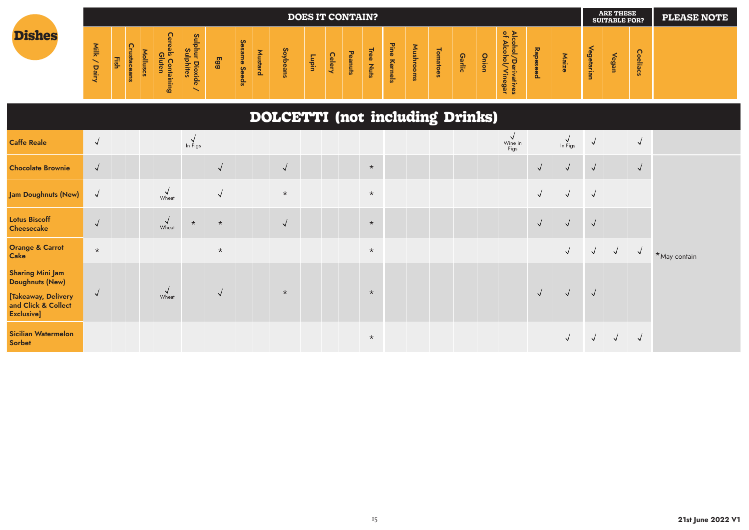| Dishes | Milk / Dairy | Fish | Crustaceans | Molluscs | Cereals Containing Gluten | Sulphur Dioxide / Sulphites | Egg | Sesame Seeds | Mustard | Soybeans | Lupin | Celery | Peanuts | Tree Nuts | Pine Kernels | Mushrooms | Tomatoes | Garlic | Onion | Alcohol/Derivatives of Alcohol/Vinegar | Rapeseed | Maize | Vegetarian | Vegan | Coeliacs | PLEASE NOTE |
|---|---|---|---|---|---|---|---|---|---|---|---|---|---|---|---|---|---|---|---|---|---|---|---|---|---|---|
| **DOLCETTI (not including Drinks)** | | | | | | | | | | | | | | | | | | | | | | | | | | |
| **Caffe Reale** | √ | | | | | √ In Figs | | | | | | | | | | | | | | √ Wine in Figs | | √ In Figs | √ | | √ | |
| **Chocolate Brownie** | √ | | | | | | √ | | | √ | | | | * | | | | | | | √ | √ | √ | | √ | *May contain |
| **Jam Doughnuts (New)** | √ | | | | √ Wheat | | √ | | | * | | | | * | | | | | | | √ | √ | √ | | | |
| **Lotus Biscoff Cheesecake** | √ | | | | √ Wheat | * | * | | | √ | | | | * | | | | | | | √ | √ | √ | | | |
| **Orange & Carrot Cake** | * | | | | | | * | | | | | | | * | | | | | | | | √ | √ | √ | √ | |
| **Sharing Mini Jam Doughnuts (New) [Takeaway, Delivery and Click & Collect Exclusive]** | √ | | | | √ Wheat | | √ | | | * | | | | * | | | | | | | √ | √ | √ | | | |
| **Sicilian Watermelon Sorbet** | | | | | | | | | | | | | | * | | | | | | | | √ | √ | √ | √ | |

21st June 2022 V1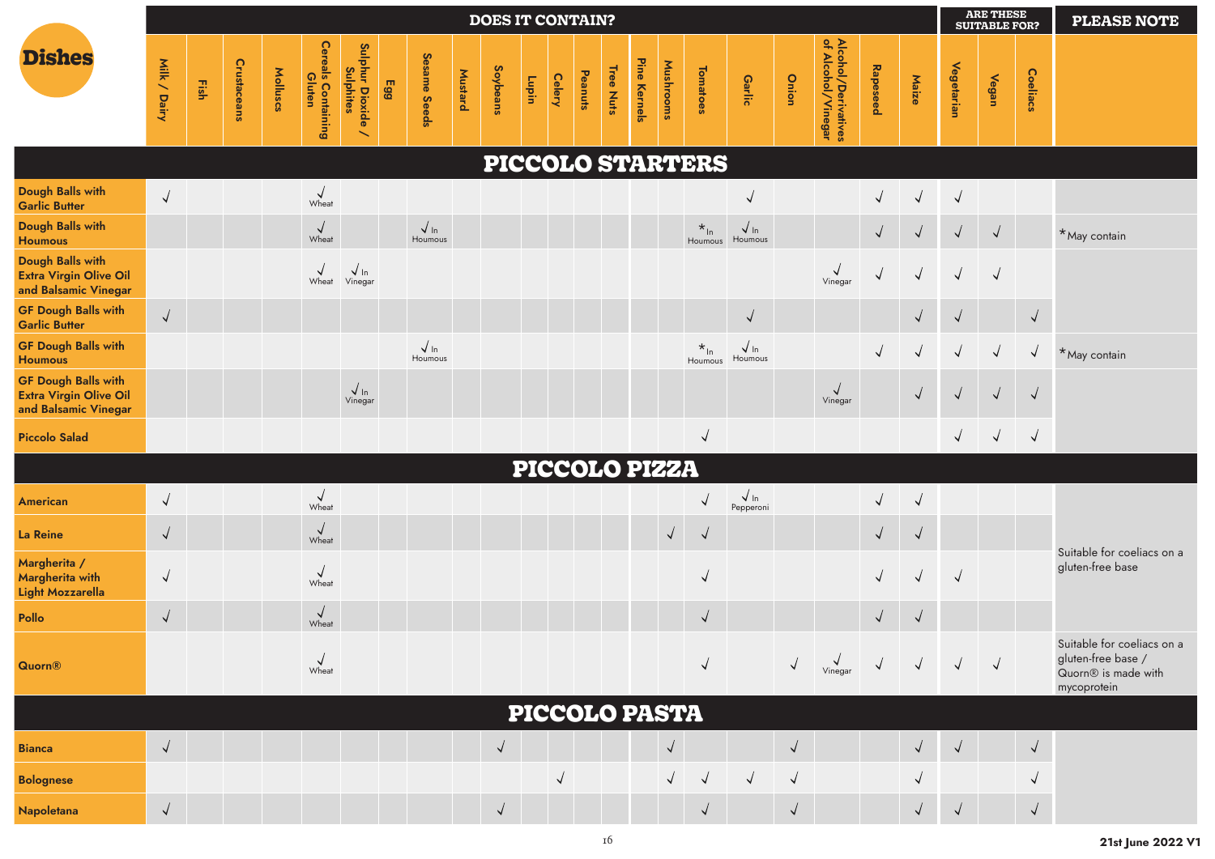| Dishes | DOES IT CONTAIN? | | | | | | | | | | | | | | | | | | | | | | ARE THESE SUITABLE FOR? | | | PLEASE NOTE |
|---|---|---|---|---|---|---|---|---|---|---|---|---|---|---|---|---|---|---|---|---|---|---|---|---|---|---|
| | Milk / Dairy | Fish | Crustaceans | Molluscs | Cereals Containing Gluten | Sulphur Dioxide / Sulphites | Egg | Sesame Seeds | Mustard | Soybeans | Lupin | Celery | Peanuts | Tree Nuts | Pine Kernels | Mushrooms | Tomatoes | Garlic | Onion | Alcohol/Derivatives of Alcohol/Vinegar | Rapeseed | Maize | Vegetarian | Vegan | Coeliacs | |
| **PICCOLO STARTERS** | | | | | | | | | | | | | | | | | | | | | | | | | | |
| **Dough Balls with Garlic Butter** | √ | | | | √ Wheat | | | | | | | | | | | | | √ | | | √ | √ | √ | | | |
| **Dough Balls with Houmous** | | | | | √ Wheat | | | √ In Houmous | | | | | | | | | * In Houmous | √ In Houmous | | | √ | √ | √ | √ | | *May contain |
| **Dough Balls with Extra Virgin Olive Oil and Balsamic Vinegar** | | | | | √ Wheat | √ In Vinegar | | | | | | | | | | | | | | √ Vinegar | √ | √ | √ | √ | | |
| **GF Dough Balls with Garlic Butter** | √ | | | | | | | | | | | | | | | | | √ | | | | √ | √ | | √ | |
| **GF Dough Balls with Houmous** | | | | | | | | √ In Houmous | | | | | | | | | * In Houmous | √ In Houmous | | | √ | √ | √ | √ | √ | *May contain |
| **GF Dough Balls with Extra Virgin Olive Oil and Balsamic Vinegar** | | | | | | √ In Vinegar | | | | | | | | | | | | | | √ Vinegar | | √ | √ | √ | √ | |
| **Piccolo Salad** | | | | | | | | | | | | | | | | | √ | | | | | | √ | √ | √ | |
| **PICCOLO PIZZA** | | | | | | | | | | | | | | | | | | | | | | | | | | |
| **American** | √ | | | | √ Wheat | | | | | | | | | | | | √ | √ In Pepperoni | | | √ | √ | | | | Suitable for coeliacs on a gluten-free base |
| **La Reine** | √ | | | | √ Wheat | | | | | | | | | | | √ | √ | | | | √ | √ | | | | Suitable for coeliacs on a gluten-free base |
| **Margherita / Margherita with Light Mozzarella** | √ | | | | √ Wheat | | | | | | | | | | | | √ | | | | √ | √ | √ | | | Suitable for coeliacs on a gluten-free base |
| **Pollo** | √ | | | | √ Wheat | | | | | | | | | | | | √ | | | | √ | √ | | | | Suitable for coeliacs on a gluten-free base |
| **Quorn®** | | | | | √ Wheat | | | | | | | | | | | | √ | | √ | √ Vinegar | √ | √ | √ | √ | | Suitable for coeliacs on a gluten-free base / Quorn® is made with mycoprotein |
| **PICCOLO PASTA** | | | | | | | | | | | | | | | | | | | | | | | | | | |
| **Bianca** | √ | | | | | | | | | √ | | | | | | √ | | | √ | | | √ | √ | | √ | |
| **Bolognese** | | | | | | | | | | | | √ | | | | √ | √ | √ | √ | | | √ | | | √ | |
| **Napoletana** | √ | | | | | | | | | √ | | | | | | | √ | | √ | | | √ | √ | | √ | |

21st June 2022 V1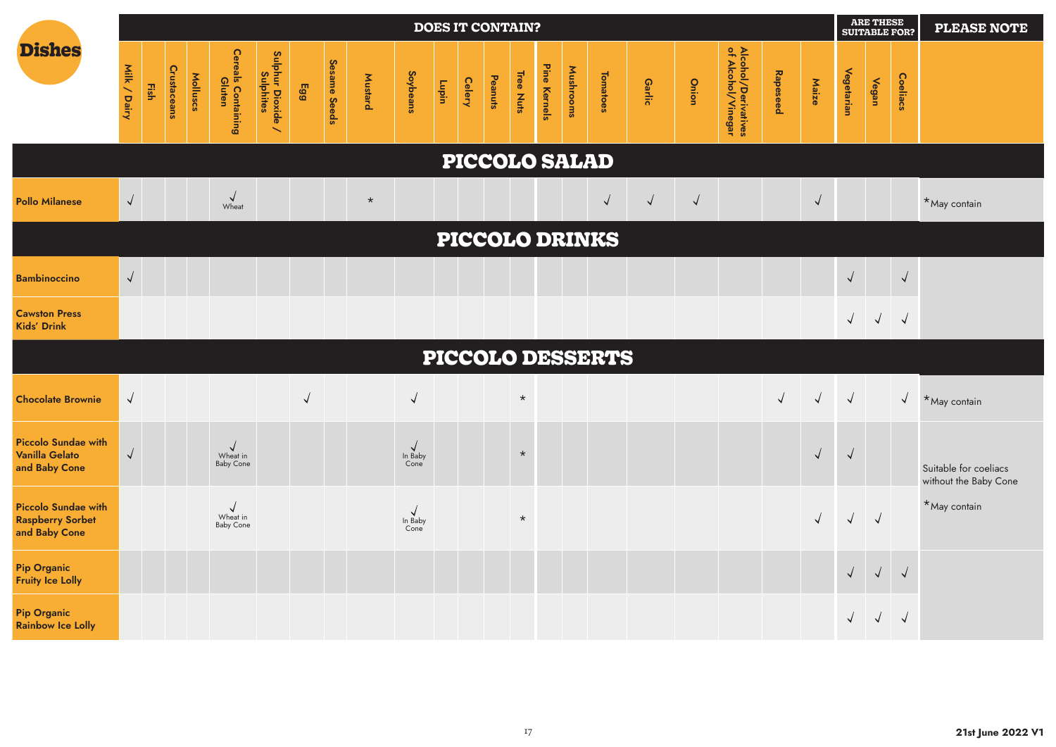| Dishes | DOES IT CONTAIN? | | | | | | | | | | | | | | | | | | | | | | | ARE THESE SUITABLE FOR? | | | PLEASE NOTE |
|---|---|---|---|---|---|---|---|---|---|---|---|---|---|---|---|---|---|---|---|---|---|---|---|---|---|---|---|
| | Milk / Dairy | Fish | Crustaceans | Molluscs | Cereals Containing Gluten | Sulphur Dioxide / Sulphites | Egg | Sesame Seeds | Mustard | Soybeans | Lupin | Celery | Peanuts | Tree Nuts | Pine Kernels | Mushrooms | Tomatoes | Garlic | Onion | Alcohol/Derivatives of Alcohol/Vinegar | Rapeseed | Maize | Vegetarian | Vegan | Coeliacs | |
| **PICCOLO SALAD** | | | | | | | | | | | | | | | | | | | | | | | | | | |
| **Pollo Milanese** | √ | | | | √ Wheat | | | | * | | | | | | | | √ | √ | √ | | | √ | | | | *May contain |
| **PICCOLO DRINKS** | | | | | | | | | | | | | | | | | | | | | | | | | | |
| **Bambinoccino** | √ | | | | | | | | | | | | | | | | | | | | | | √ | | √ | |
| **Cawston Press Kids' Drink** | | | | | | | | | | | | | | | | | | | | | | | √ | √ | √ | |
| **PICCOLO DESSERTS** | | | | | | | | | | | | | | | | | | | | | | | | | | |
| **Chocolate Brownie** | √ | | | | | | √ | | | √ | | | | * | | | | | | | √ | √ | √ | | √ | *May contain |
| **Piccolo Sundae with Vanilla Gelato and Baby Cone** | √ | | | | √ Wheat in Baby Cone | | | | | √ In Baby Cone | | | | * | | | | | | | | √ | √ | | | Suitable for coeliacs without the Baby Cone *May contain |
| **Piccolo Sundae with Raspberry Sorbet and Baby Cone** | | | | | √ Wheat in Baby Cone | | | | | √ In Baby Cone | | | | * | | | | | | | | √ | √ | √ | | |
| **Pip Organic Fruity Ice Lolly** | | | | | | | | | | | | | | | | | | | | | | | √ | √ | √ | |
| **Pip Organic Rainbow Ice Lolly** | | | | | | | | | | | | | | | | | | | | | | | √ | √ | √ | |

21st June 2022 V1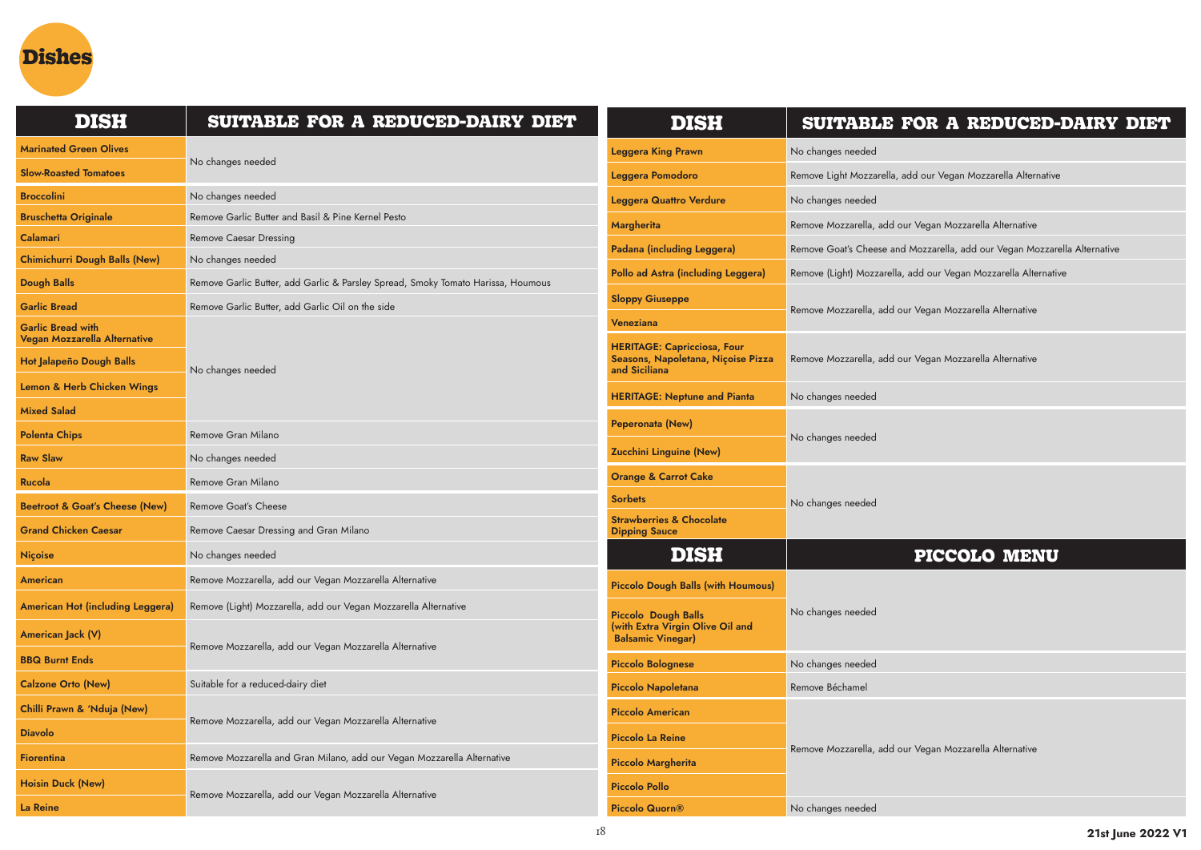# Dishes

| DISH | SUITABLE FOR A REDUCED-DAIRY DIET |
|---|---|
| Marinated Green Olives | No changes needed |
| Slow-Roasted Tomatoes | No changes needed |
| Broccolini | No changes needed |
| Bruschetta Originale | Remove Garlic Butter and Basil & Pine Kernel Pesto |
| Calamari | Remove Caesar Dressing |
| Chimichurri Dough Balls (New) | No changes needed |
| Dough Balls | Remove Garlic Butter, add Garlic & Parsley Spread, Smoky Tomato Harissa, Houmous |
| Garlic Bread | Remove Garlic Butter, add Garlic Oil on the side |
| Garlic Bread with Vegan Mozzarella Alternative | No changes needed |
| Hot Jalapeño Dough Balls | No changes needed |
| Lemon & Herb Chicken Wings | No changes needed |
| Mixed Salad | No changes needed |
| Polenta Chips | Remove Gran Milano |
| Raw Slaw | No changes needed |
| Rucola | Remove Gran Milano |
| Beetroot & Goat's Cheese (New) | Remove Goat's Cheese |
| Grand Chicken Caesar | Remove Caesar Dressing and Gran Milano |
| Niçoise | No changes needed |
| American | Remove Mozzarella, add our Vegan Mozzarella Alternative |
| American Hot (including Leggera) | Remove (Light) Mozzarella, add our Vegan Mozzarella Alternative |
| American Jack (V) | Remove Mozzarella, add our Vegan Mozzarella Alternative |
| BBQ Burnt Ends | Remove Mozzarella, add our Vegan Mozzarella Alternative |
| Calzone Orto (New) | Suitable for a reduced-dairy diet |
| Chilli Prawn & 'Nduja (New) | Remove Mozzarella, add our Vegan Mozzarella Alternative |
| Diavolo | Remove Mozzarella, add our Vegan Mozzarella Alternative |
| Fiorentina | Remove Mozzarella and Gran Milano, add our Vegan Mozzarella Alternative |
| Hoisin Duck (New) | Remove Mozzarella, add our Vegan Mozzarella Alternative |
| La Reine | Remove Mozzarella, add our Vegan Mozzarella Alternative |
| Leggera King Prawn | No changes needed |
| Leggera Pomodoro | Remove Light Mozzarella, add our Vegan Mozzarella Alternative |
| Leggera Quattro Verdure | No changes needed |
| Margherita | Remove Mozzarella, add our Vegan Mozzarella Alternative |
| Padana (including Leggera) | Remove Goat's Cheese and Mozzarella, add our Vegan Mozzarella Alternative |
| Pollo ad Astra (including Leggera) | Remove (Light) Mozzarella, add our Vegan Mozzarella Alternative |
| Sloppy Giuseppe | Remove Mozzarella, add our Vegan Mozzarella Alternative |
| Veneziana | Remove Mozzarella, add our Vegan Mozzarella Alternative |
| HERITAGE: Capricciosa, Four Seasons, Napoletana, Niçoise Pizza and Siciliana | Remove Mozzarella, add our Vegan Mozzarella Alternative |
| HERITAGE: Neptune and Pianta | No changes needed |
| Peperonata (New) | No changes needed |
| Zucchini Linguine (New) | No changes needed |
| Orange & Carrot Cake | No changes needed |
| Sorbets | No changes needed |
| Strawberries & Chocolate Dipping Sauce | No changes needed |

| DISH | PICCOLO MENU |
|---|---|
| Piccolo Dough Balls (with Houmous) | No changes needed |
| Piccolo Dough Balls (with Extra Virgin Olive Oil and Balsamic Vinegar) | No changes needed |
| Piccolo Bolognese | No changes needed |
| Piccolo Napoletana | Remove Béchamel |
| Piccolo American | Remove Mozzarella, add our Vegan Mozzarella Alternative |
| Piccolo La Reine | Remove Mozzarella, add our Vegan Mozzarella Alternative |
| Piccolo Margherita | Remove Mozzarella, add our Vegan Mozzarella Alternative |
| Piccolo Pollo | Remove Mozzarella, add our Vegan Mozzarella Alternative |
| Piccolo Quorn® | No changes needed |

21st June 2022 V1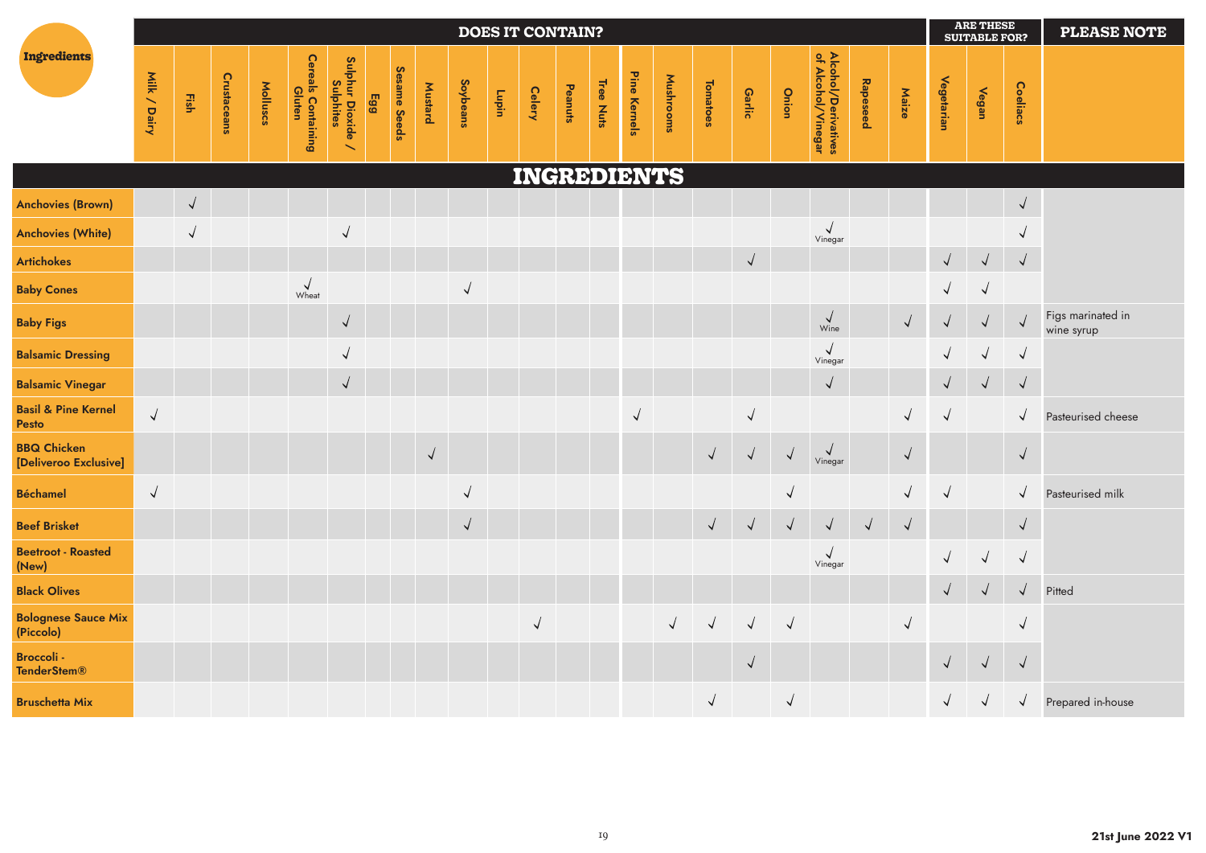| Ingredients | DOES IT CONTAIN? | | | | | | | | | | | | | | | | | | | | | | | ARE THESE SUITABLE FOR? | | | PLEASE NOTE |
|---|---|---|---|---|---|---|---|---|---|---|---|---|---|---|---|---|---|---|---|---|---|---|---|---|---|---|---|
| | Milk / Dairy | Fish | Crustaceans | Molluscs | Cereals Containing Gluten | Sulphur Dioxide / Sulphites | Egg | Sesame Seeds | Mustard | Soybeans | Lupin | Celery | Peanuts | Tree Nuts | Pine Kernels | Mushrooms | Tomatoes | Garlic | Onion | Alcohol/Derivatives of Alcohol/Vinegar | Rapeseed | Maize | Vegetarian | Vegan | Coeliacs | |
| **INGREDIENTS** | | | | | | | | | | | | | | | | | | | | | | | | | | |
| Anchovies (Brown) | | √ | | | | | | | | | | | | | | | | | | | | | | | √ | |
| Anchovies (White) | | √ | | | | √ | | | | | | | | | | | | | | √ Vinegar | | | | | √ | |
| Artichokes | | | | | | | | | | | | | | | | | | √ | | | | | √ | √ | √ | |
| Baby Cones | | | | | √ Wheat | | | | | √ | | | | | | | | | | | | | √ | √ | | |
| Baby Figs | | | | | | √ | | | | | | | | | | | | | | √ Wine | | √ | √ | √ | √ | Figs marinated in wine syrup |
| Balsamic Dressing | | | | | | √ | | | | | | | | | | | | | | √ Vinegar | | | √ | √ | √ | |
| Balsamic Vinegar | | | | | | √ | | | | | | | | | | | | | | √ | | | √ | √ | √ | |
| Basil & Pine Kernel Pesto | √ | | | | | | | | | | | | | | √ | | | √ | | | | √ | √ | | √ | Pasteurised cheese |
| BBQ Chicken [Deliveroo Exclusive] | | | | | | | | | √ | | | | | | | | √ | √ | √ | √ Vinegar | | √ | | | √ | |
| Béchamel | √ | | | | | | | | | √ | | | | | | | | | √ | | | √ | √ | | √ | Pasteurised milk |
| Beef Brisket | | | | | | | | | | √ | | | | | | | √ | √ | √ | √ | √ | √ | | | √ | |
| Beetroot - Roasted (New) | | | | | | | | | | | | | | | | | | | | √ Vinegar | | | √ | √ | √ | |
| Black Olives | | | | | | | | | | | | | | | | | | | | | | | √ | √ | √ | Pitted |
| Bolognese Sauce Mix (Piccolo) | | | | | | | | | | | | √ | | | | √ | √ | √ | √ | | | √ | | | √ | |
| Broccoli - TenderStem® | | | | | | | | | | | | | | | | | | √ | | | | | √ | √ | √ | |
| Bruschetta Mix | | | | | | | | | | | | | | | | | √ | | √ | | | | √ | √ | √ | Prepared in-house |

21st June 2022 V1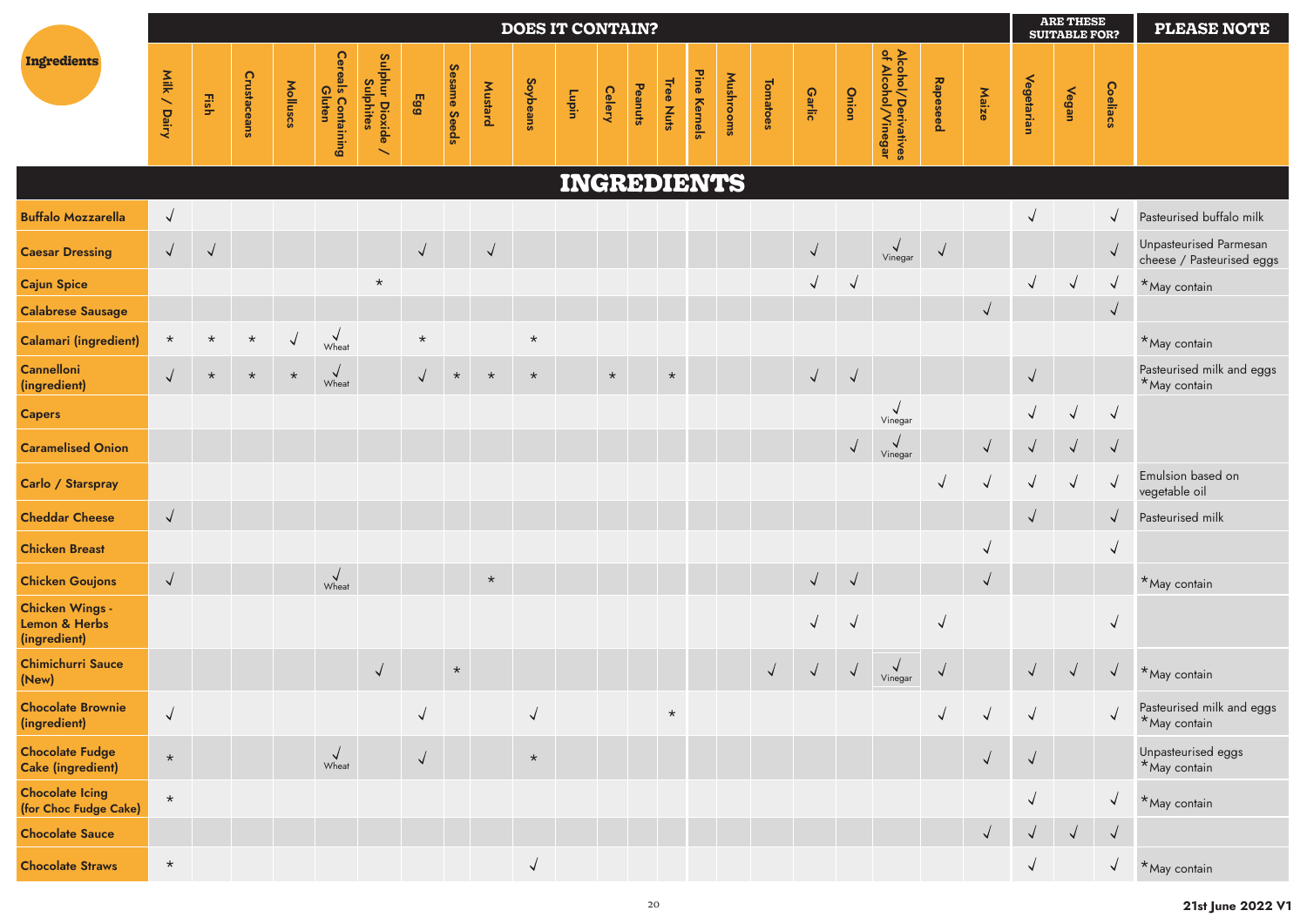| Ingredients | DOES IT CONTAIN? | | | | | | | | | | | | | | | | | | | | | | ARE THESE SUITABLE FOR? | | | PLEASE NOTE |
|---|---|---|---|---|---|---|---|---|---|---|---|---|---|---|---|---|---|---|---|---|---|---|---|---|---|---|
| | Milk / Dairy | Fish | Crustaceans | Molluscs | Cereals Containing Gluten | Sulphur Dioxide / Sulphites | Egg | Sesame Seeds | Mustard | Soybeans | Lupin | Celery | Peanuts | Tree Nuts | Pine Kernels | Mushrooms | Tomatoes | Garlic | Onion | Alcohol/Derivatives of Alcohol/Vinegar | Rapeseed | Maize | Vegetarian | Vegan | Coeliacs | |
| **INGREDIENTS** | | | | | | | | | | | | | | | | | | | | | | | | | | |
| **Buffalo Mozzarella** | √ | | | | | | | | | | | | | | | | | | | | | | √ | | √ | Pasteurised buffalo milk |
| **Caesar Dressing** | √ | √ | | | | | √ | | √ | | | | | | | | | √ | | √ Vinegar | √ | | | | √ | Unpasteurised Parmesan cheese / Pasteurised eggs |
| **Cajun Spice** | | | | | | * | | | | | | | | | | | | √ | √ | | | | √ | √ | √ | *May contain |
| **Calabrese Sausage** | | | | | | | | | | | | | | | | | | | | | | √ | | | √ | |
| **Calamari (ingredient)** | * | * | * | √ | √ Wheat | | * | | | * | | | | | | | | | | | | | | | | *May contain |
| **Cannelloni (ingredient)** | √ | * | * | * | √ Wheat | | √ | * | * | * | | * | | * | | | | √ | √ | | | | √ | | | Pasteurised milk and eggs *May contain |
| **Capers** | | | | | | | | | | | | | | | | | | | | √ Vinegar | | | √ | √ | √ | |
| **Caramelised Onion** | | | | | | | | | | | | | | | | | | | √ | √ Vinegar | | √ | √ | √ | √ | |
| **Carlo / Starspray** | | | | | | | | | | | | | | | | | | | | | √ | √ | √ | √ | √ | Emulsion based on vegetable oil |
| **Cheddar Cheese** | √ | | | | | | | | | | | | | | | | | | | | | | √ | | √ | Pasteurised milk |
| **Chicken Breast** | | | | | | | | | | | | | | | | | | | | | | √ | | | √ | |
| **Chicken Goujons** | √ | | | | √ Wheat | | | | * | | | | | | | | | √ | √ | | | √ | | | | *May contain |
| **Chicken Wings - Lemon & Herbs (ingredient)** | | | | | | | | | | | | | | | | | | √ | √ | | √ | | | | √ | |
| **Chimichurri Sauce (New)** | | | | | | √ | | * | | | | | | | | | √ | √ | √ | √ Vinegar | √ | | √ | √ | √ | *May contain |
| **Chocolate Brownie (ingredient)** | √ | | | | | | √ | | | √ | | | | * | | | | | | | √ | √ | √ | | √ | Pasteurised milk and eggs *May contain |
| **Chocolate Fudge Cake (ingredient)** | * | | | | √ Wheat | | √ | | | * | | | | | | | | | | | | √ | √ | | | Unpasteurised eggs *May contain |
| **Chocolate Icing (for Choc Fudge Cake)** | * | | | | | | | | | | | | | | | | | | | | | | √ | | √ | *May contain |
| **Chocolate Sauce** | | | | | | | | | | | | | | | | | | | | | | √ | √ | √ | √ | |
| **Chocolate Straws** | * | | | | | | | | | √ | | | | | | | | | | | | | √ | | √ | *May contain |

21st June 2022 V1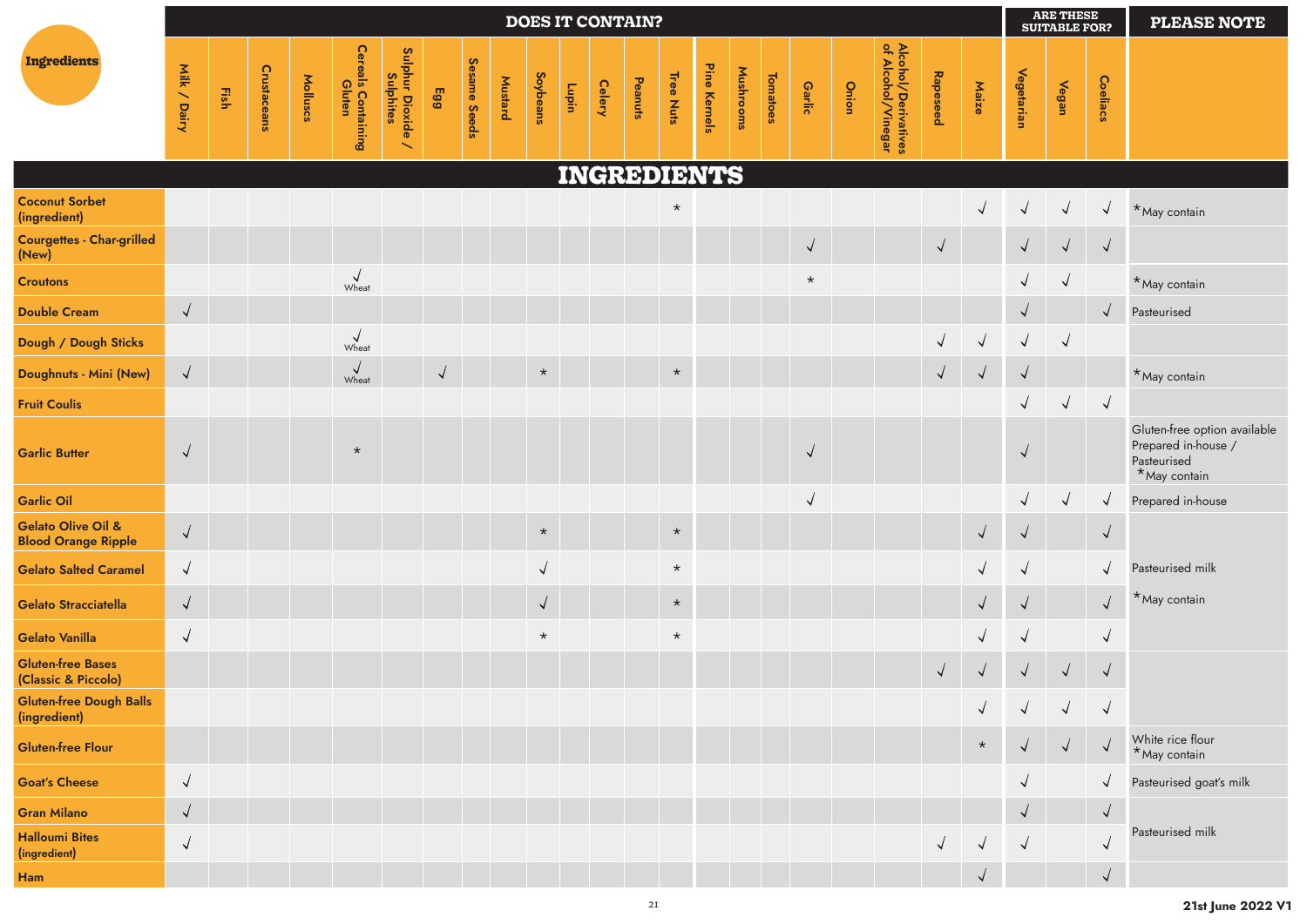| Ingredients | DOES IT CONTAIN? | | | | | | | | | | | | | | | | | | | | | | ARE THESE SUITABLE FOR? | | | PLEASE NOTE |
|---|---|---|---|---|---|---|---|---|---|---|---|---|---|---|---|---|---|---|---|---|---|---|---|---|---|---|
| | Milk / Dairy | Fish | Crustaceans | Molluscs | Cereals Containing Gluten | Sulphur Dioxide / Sulphites | Egg | Sesame Seeds | Mustard | Soybeans | Lupin | Celery | Peanuts | Tree Nuts | Pine Kernels | Mushrooms | Tomatoes | Garlic | Onion | Alcohol/Derivatives of Alcohol/Vinegar | Rapeseed | Maize | Vegetarian | Vegan | Coeliacs | |
| **INGREDIENTS** | | | | | | | | | | | | | | | | | | | | | | | | | | |
| **Coconut Sorbet (ingredient)** | | | | | | | | | | | | | | * | | | | | | | | √ | √ | √ | √ | *May contain |
| **Courgettes - Char-grilled (New)** | | | | | | | | | | | | | | | | | | √ | | | √ | | √ | √ | √ | |
| **Croutons** | | | | | √ Wheat | | | | | | | | | | | | | * | | | | | √ | √ | | *May contain |
| **Double Cream** | √ | | | | | | | | | | | | | | | | | | | | | | √ | | √ | Pasteurised |
| **Dough / Dough Sticks** | | | | | √ Wheat | | | | | | | | | | | | | | | | √ | √ | √ | √ | | |
| **Doughnuts - Mini (New)** | √ | | | | √ Wheat | | √ | | | * | | | | * | | | | | | | √ | √ | √ | | | *May contain |
| **Fruit Coulis** | | | | | | | | | | | | | | | | | | | | | | | √ | √ | √ | |
| **Garlic Butter** | √ | | | | * | | | | | | | | | | | | | √ | | | | | √ | | | Gluten-free option available Prepared in-house / Pasteurised *May contain |
| **Garlic Oil** | | | | | | | | | | | | | | | | | | √ | | | | | √ | √ | √ | Prepared in-house |
| **Gelato Olive Oil & Blood Orange Ripple** | √ | | | | | | | | | * | | | | * | | | | | | | | √ | √ | | √ | |
| **Gelato Salted Caramel** | √ | | | | | | | | | √ | | | | * | | | | | | | | √ | √ | | √ | Pasteurised milk |
| **Gelato Stracciatella** | √ | | | | | | | | | √ | | | | * | | | | | | | | √ | √ | | √ | *May contain |
| **Gelato Vanilla** | √ | | | | | | | | | * | | | | * | | | | | | | | √ | √ | | √ | |
| **Gluten-free Bases (Classic & Piccolo)** | | | | | | | | | | | | | | | | | | | | | √ | √ | √ | √ | √ | |
| **Gluten-free Dough Balls (ingredient)** | | | | | | | | | | | | | | | | | | | | | | √ | √ | √ | √ | |
| **Gluten-free Flour** | | | | | | | | | | | | | | | | | | | | | | * | √ | √ | √ | White rice flour *May contain |
| **Goat's Cheese** | √ | | | | | | | | | | | | | | | | | | | | | | √ | | √ | Pasteurised goat's milk |
| **Gran Milano** | √ | | | | | | | | | | | | | | | | | | | | | | √ | | √ | Pasteurised milk |
| **Halloumi Bites (ingredient)** | √ | | | | | | | | | | | | | | | | | | | | √ | √ | √ | | √ | |
| **Ham** | | | | | | | | | | | | | | | | | | | | | | √ | | | √ | |

21st June 2022 V1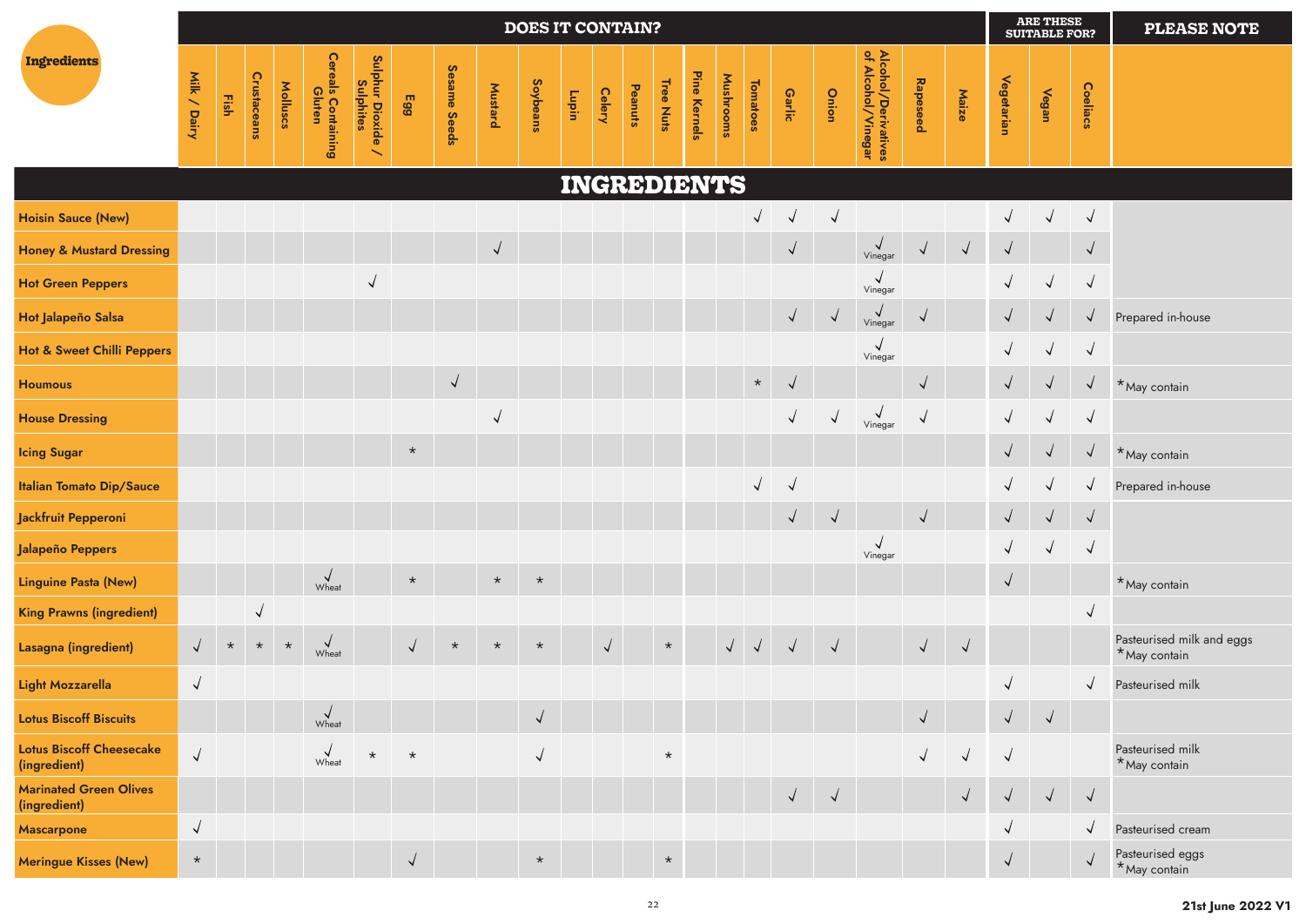| Ingredients | Milk / Dairy | Fish | Crustaceans | Molluscs | Cereals Containing Gluten | Sulphur Dioxide / Sulphites | Egg | Sesame Seeds | Mustard | Soybeans | Lupin | Celery | Peanuts | Tree Nuts | Pine Kernels | Mushrooms | Tomatoes | Garlic | Onion | Alcohol/Derivatives of Alcohol/Vinegar | Rapeseed | Maize | Vegetarian | Vegan | Coeliacs | PLEASE NOTE |
|---|---|---|---|---|---|---|---|---|---|---|---|---|---|---|---|---|---|---|---|---|---|---|---|---|---|---|
| **INGREDIENTS** | | | | | | | | | | | | | | | | | | | | | | | | | | |
| Hoisin Sauce (New) | | | | | | | | | | | | | | | | | √ | √ | √ | | | | √ | √ | √ | |
| Honey & Mustard Dressing | | | | | | | | | √ | | | | | | | | | √ | | √ Vinegar | √ | √ | √ | | √ | |
| Hot Green Peppers | | | | | | √ | | | | | | | | | | | | | | √ Vinegar | | | √ | √ | √ | |
| Hot Jalapeño Salsa | | | | | | | | | | | | | | | | | | √ | √ | √ Vinegar | √ | | √ | √ | √ | Prepared in-house |
| Hot & Sweet Chilli Peppers | | | | | | | | | | | | | | | | | | | | √ Vinegar | | | √ | √ | √ | |
| Houmous | | | | | | | | √ | | | | | | | | | * | √ | | | √ | | √ | √ | √ | *May contain |
| House Dressing | | | | | | | | | √ | | | | | | | | | √ | √ | √ Vinegar | √ | | √ | √ | √ | |
| Icing Sugar | | | | | | | * | | | | | | | | | | | | | | | | √ | √ | √ | *May contain |
| Italian Tomato Dip/Sauce | | | | | | | | | | | | | | | | | √ | √ | | | | | √ | √ | √ | Prepared in-house |
| Jackfruit Pepperoni | | | | | | | | | | | | | | | | | | √ | √ | | √ | | √ | √ | √ | |
| Jalapeño Peppers | | | | | | | | | | | | | | | | | | | | √ Vinegar | | | √ | √ | √ | |
| Linguine Pasta (New) | | | | | √ Wheat | | * | | * | * | | | | | | | | | | | | | √ | | | *May contain |
| King Prawns (ingredient) | | | √ | | | | | | | | | | | | | | | | | | | | | | √ | |
| Lasagna (ingredient) | √ | * | * | * | √ Wheat | | √ | * | * | * | | √ | | * | | √ | √ | √ | √ | | √ | √ | | | | Pasteurised milk and eggs *May contain |
| Light Mozzarella | √ | | | | | | | | | | | | | | | | | | | | | | √ | | √ | Pasteurised milk |
| Lotus Biscoff Biscuits | | | | | √ Wheat | | | | | √ | | | | | | | | | | | √ | | √ | √ | | |
| Lotus Biscoff Cheesecake (ingredient) | √ | | | | √ Wheat | * | * | | | √ | | | | * | | | | | | | √ | √ | √ | | | Pasteurised milk *May contain |
| Marinated Green Olives (ingredient) | | | | | | | | | | | | | | | | | | √ | √ | | | √ | √ | √ | √ | |
| Mascarpone | √ | | | | | | | | | | | | | | | | | | | | | | √ | | √ | Pasteurised cream |
| Meringue Kisses (New) | * | | | | | | √ | | | * | | | | * | | | | | | | | | √ | | √ | Pasteurised eggs *May contain |

21st June 2022 V1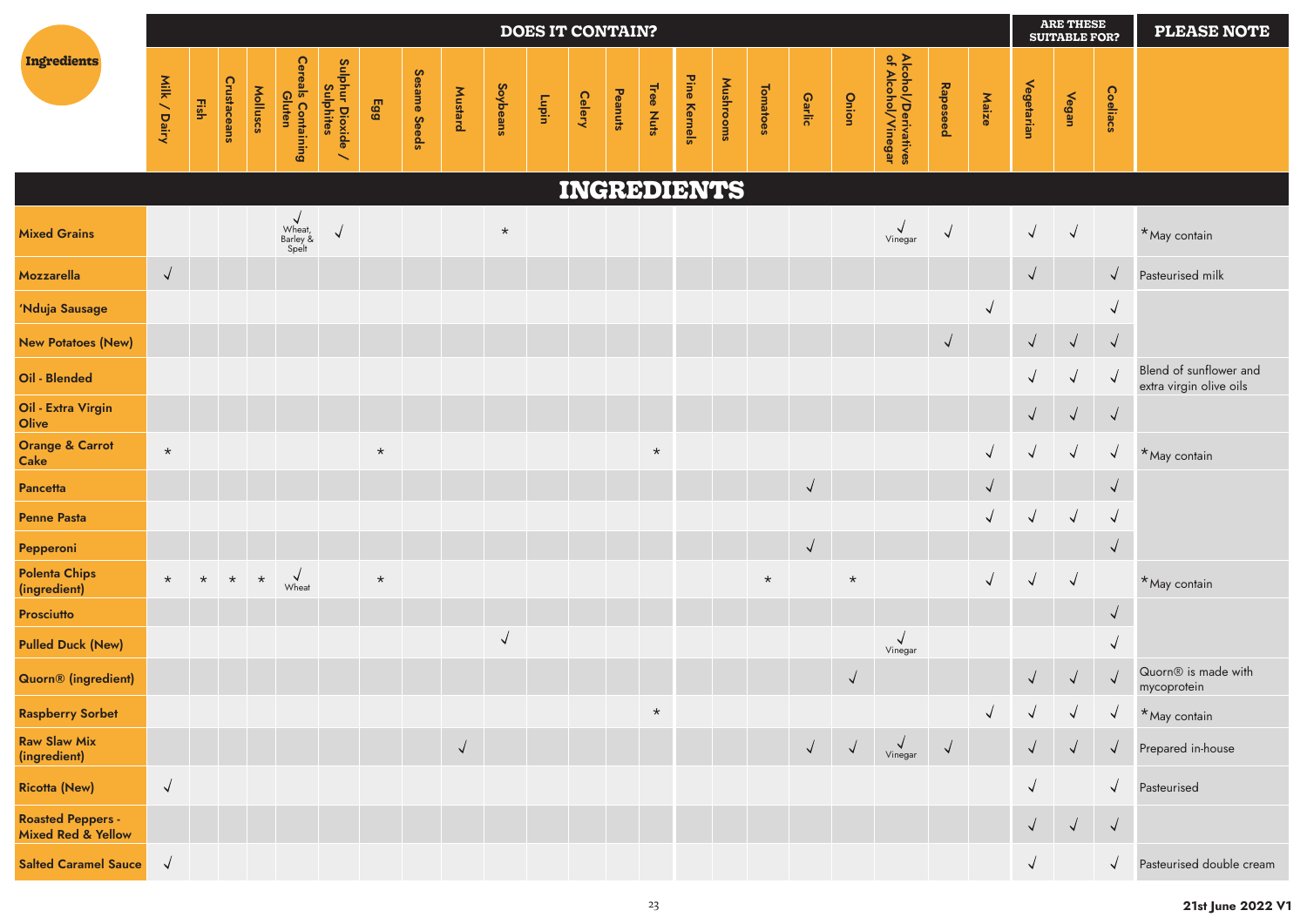| Ingredients | DOES IT CONTAIN? | | | | | | | | | | | | | | | | | | | | | ARE THESE SUITABLE FOR? | | | PLEASE NOTE |
|---|---|---|---|---|---|---|---|---|---|---|---|---|---|---|---|---|---|---|---|---|---|---|---|---|---|
| | Milk / Dairy | Fish | Crustaceans | Molluscs | Cereals Containing Gluten | Sulphur Dioxide / Sulphites | Egg | Sesame Seeds | Mustard | Soybeans | Lupin | Celery | Peanuts | Tree Nuts | Pine Kernels | Mushrooms | Tomatoes | Garlic | Onion | Alcohol/Derivatives of Alcohol/Vinegar | Rapeseed | Maize | Vegetarian | Vegan | Coeliacs | |
| **INGREDIENTS** | | | | | | | | | | | | | | | | | | | | | | | | | | |
| **Mixed Grains** | | | | | √ Wheat, Barley & Spelt | √ | | | | * | | | | | | | | | | √ Vinegar | √ | | √ | √ | | *May contain |
| **Mozzarella** | √ | | | | | | | | | | | | | | | | | | | | | | √ | | √ | Pasteurised milk |
| **'Nduja Sausage** | | | | | | | | | | | | | | | | | | | | | | √ | | | √ | |
| **New Potatoes (New)** | | | | | | | | | | | | | | | | | | | | | √ | | √ | √ | √ | |
| **Oil - Blended** | | | | | | | | | | | | | | | | | | | | | | | √ | √ | √ | Blend of sunflower and extra virgin olive oils |
| **Oil - Extra Virgin Olive** | | | | | | | | | | | | | | | | | | | | | | | √ | √ | √ | |
| **Orange & Carrot Cake** | * | | | | | | * | | | | | | | * | | | | | | | | √ | √ | √ | √ | *May contain |
| **Pancetta** | | | | | | | | | | | | | | | | | | √ | | | | √ | | | √ | |
| **Penne Pasta** | | | | | | | | | | | | | | | | | | | | | | √ | √ | √ | √ | |
| **Pepperoni** | | | | | | | | | | | | | | | | | | √ | | | | | | | √ | |
| **Polenta Chips (ingredient)** | * | * | * | * | √ Wheat | | * | | | | | | | | | | * | | * | | | √ | √ | √ | | *May contain |
| **Prosciutto** | | | | | | | | | | | | | | | | | | | | | | | | | √ | |
| **Pulled Duck (New)** | | | | | | | | | | √ | | | | | | | | | | √ Vinegar | | | | | √ | |
| **Quorn® (ingredient)** | | | | | | | | | | | | | | | | | | | √ | | | | √ | √ | √ | Quorn® is made with mycoprotein |
| **Raspberry Sorbet** | | | | | | | | | | | | | | * | | | | | | | | √ | √ | √ | √ | *May contain |
| **Raw Slaw Mix (ingredient)** | | | | | | | | | √ | | | | | | | | | √ | √ | √ Vinegar | √ | | √ | √ | √ | Prepared in-house |
| **Ricotta (New)** | √ | | | | | | | | | | | | | | | | | | | | | | √ | | √ | Pasteurised |
| **Roasted Peppers - Mixed Red & Yellow** | | | | | | | | | | | | | | | | | | | | | | | √ | √ | √ | |
| **Salted Caramel Sauce** | √ | | | | | | | | | | | | | | | | | | | | | | √ | | √ | Pasteurised double cream |

**21st June 2022 V1**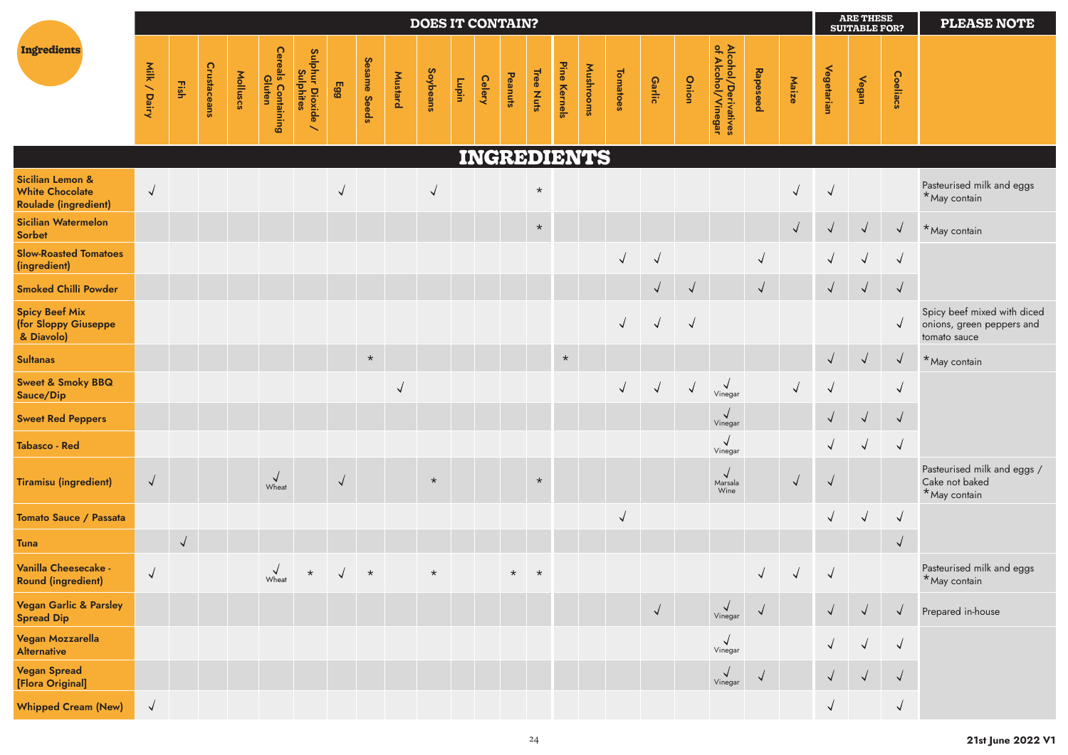| Ingredients | Milk / Dairy | Fish | Crustaceans | Molluscs | Cereals Containing Gluten | Sulphur Dioxide / Sulphites | Egg | Sesame Seeds | Mustard | Soybeans | Lupin | Celery | Peanuts | Tree Nuts | Pine Kernels | Mushrooms | Tomatoes | Garlic | Onion | Alcohol/Derivatives of Alcohol/Vinegar | Rapeseed | Maize | Vegetarian | Vegan | Coeliacs | PLEASE NOTE |
|---|---|---|---|---|---|---|---|---|---|---|---|---|---|---|---|---|---|---|---|---|---|---|---|---|---|---|
| | **DOES IT CONTAIN?** | | | | | | | | | | | | | | | | | | | | | | **ARE THESE SUITABLE FOR?** | | | |
| **INGREDIENTS** | | | | | | | | | | | | | | | | | | | | | | | | | | |
| Sicilian Lemon & White Chocolate Roulade (ingredient) | √ | | | | | | √ | | | √ | | | | * | | | | | | | | √ | √ | | | Pasteurised milk and eggs *May contain |
| Sicilian Watermelon Sorbet | | | | | | | | | | | | | | * | | | | | | | | √ | √ | √ | √ | *May contain |
| Slow-Roasted Tomatoes (ingredient) | | | | | | | | | | | | | | | | | √ | √ | | | √ | | √ | √ | √ | |
| Smoked Chilli Powder | | | | | | | | | | | | | | | | | | √ | √ | | √ | | √ | √ | √ | |
| Spicy Beef Mix (for Sloppy Giuseppe & Diavolo) | | | | | | | | | | | | | | | | | √ | √ | √ | | | | | | √ | Spicy beef mixed with diced onions, green peppers and tomato sauce |
| Sultanas | | | | | | | | * | | | | | | | * | | | | | | | | √ | √ | √ | *May contain |
| Sweet & Smoky BBQ Sauce/Dip | | | | | | | | | √ | | | | | | | | √ | √ | √ | √ Vinegar | | √ | √ | | √ | |
| Sweet Red Peppers | | | | | | | | | | | | | | | | | | | | √ Vinegar | | | √ | √ | √ | |
| Tabasco - Red | | | | | | | | | | | | | | | | | | | | √ Vinegar | | | √ | √ | √ | |
| Tiramisu (ingredient) | √ | | | | √ Wheat | | √ | | | * | | | | * | | | | | | √ Marsala Wine | | √ | √ | | | Pasteurised milk and eggs / Cake not baked *May contain |
| Tomato Sauce / Passata | | | | | | | | | | | | | | | | | √ | | | | | | √ | √ | √ | |
| Tuna | | √ | | | | | | | | | | | | | | | | | | | | | | | √ | |
| Vanilla Cheesecake - Round (ingredient) | √ | | | | √ Wheat | * | √ | * | | * | | | * | * | | | | | | | √ | √ | √ | | | Pasteurised milk and eggs *May contain |
| Vegan Garlic & Parsley Spread Dip | | | | | | | | | | | | | | | | | | √ | | √ Vinegar | √ | | √ | √ | √ | Prepared in-house |
| Vegan Mozzarella Alternative | | | | | | | | | | | | | | | | | | | | √ Vinegar | | | √ | √ | √ | |
| Vegan Spread [Flora Original] | | | | | | | | | | | | | | | | | | | | √ Vinegar | √ | | √ | √ | √ | |
| Whipped Cream (New) | √ | | | | | | | | | | | | | | | | | | | | | | √ | | √ | |

21st June 2022 V1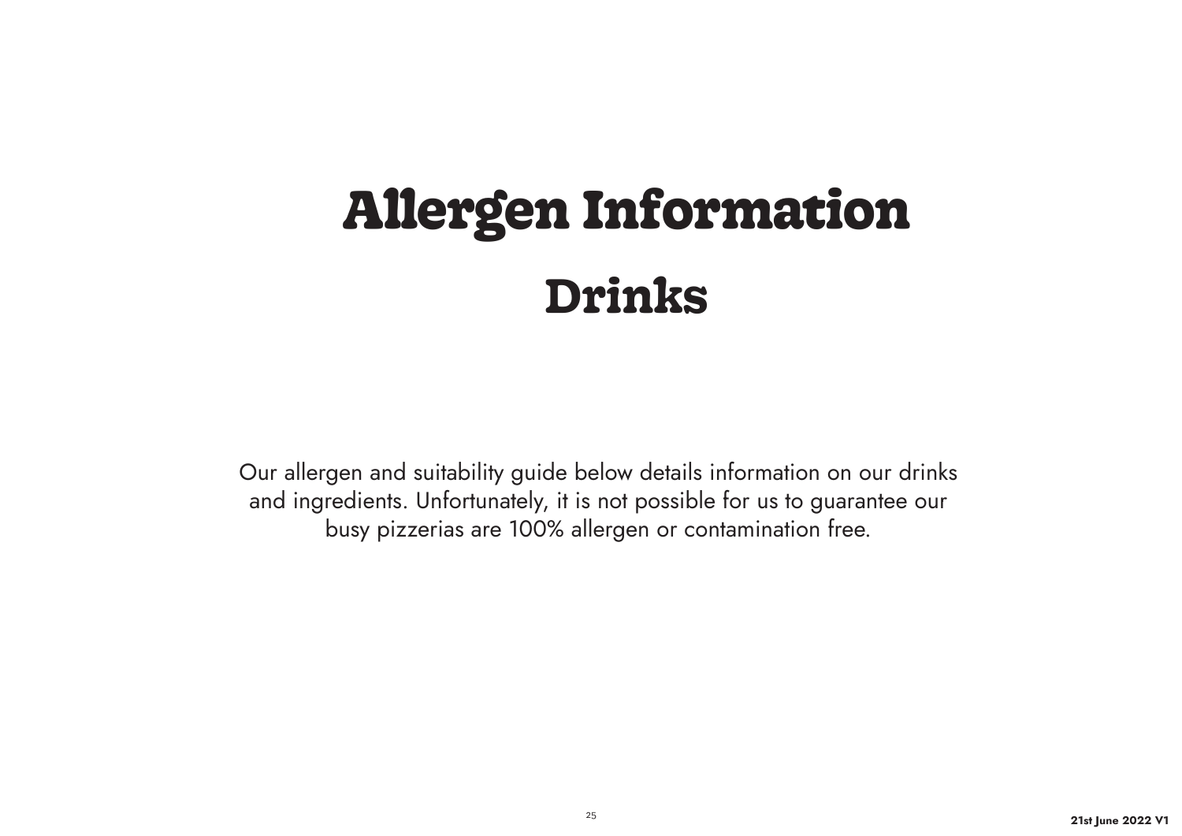# Allergen Information

## Drinks

Our allergen and suitability guide below details information on our drinks and ingredients. Unfortunately, it is not possible for us to guarantee our busy pizzerias are 100% allergen or contamination free.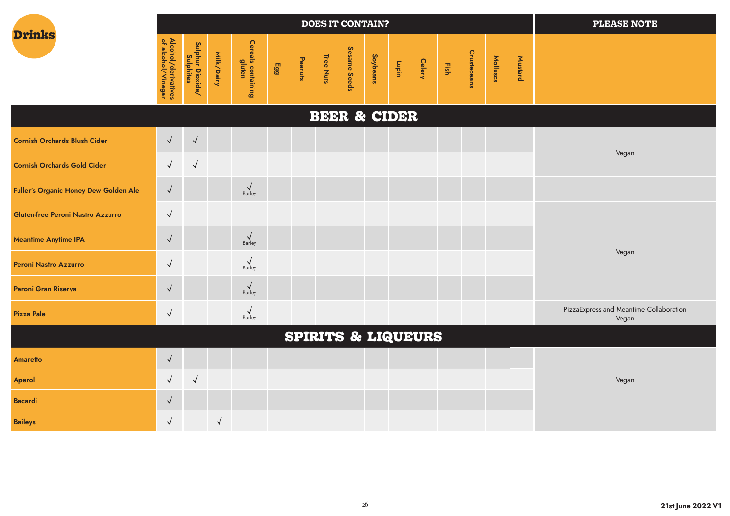# Drinks

| | DOES IT CONTAIN? | | | | | | | | | | | | | | | PLEASE NOTE |
|---|---|---|---|---|---|---|---|---|---|---|---|---|---|---|---|---|
| | Alcohol/derivatives of alcohol/Vinegar | Sulphur Dioxide/ Sulphites | Milk/Dairy | Cereals containing gluten | Egg | Peanuts | Tree Nuts | Sesame Seeds | Soybeans | Lupin | Celery | Fish | Crusteceans | Molluscs | Mustard | |
| **BEER & CIDER** | | | | | | | | | | | | | | | | |
| **Cornish Orchards Blush Cider** | √ | √ | | | | | | | | | | | | | | Vegan |
| **Cornish Orchards Gold Cider** | √ | √ | | | | | | | | | | | | | | Vegan |
| **Fuller's Organic Honey Dew Golden Ale** | √ | | | √ Barley | | | | | | | | | | | | |
| **Gluten-free Peroni Nastro Azzurro** | √ | | | | | | | | | | | | | | | Vegan |
| **Meantime Anytime IPA** | √ | | | √ Barley | | | | | | | | | | | | Vegan |
| **Peroni Nastro Azzurro** | √ | | | √ Barley | | | | | | | | | | | | Vegan |
| **Peroni Gran Riserva** | √ | | | √ Barley | | | | | | | | | | | | Vegan |
| **Pizza Pale** | √ | | | √ Barley | | | | | | | | | | | | PizzaExpress and Meantime Collaboration Vegan |
| **SPIRITS & LIQUEURS** | | | | | | | | | | | | | | | | |
| **Amaretto** | √ | | | | | | | | | | | | | | | Vegan |
| **Aperol** | √ | √ | | | | | | | | | | | | | | Vegan |
| **Bacardi** | √ | | | | | | | | | | | | | | | Vegan |
| **Baileys** | √ | | √ | | | | | | | | | | | | | |

21st June 2022 V1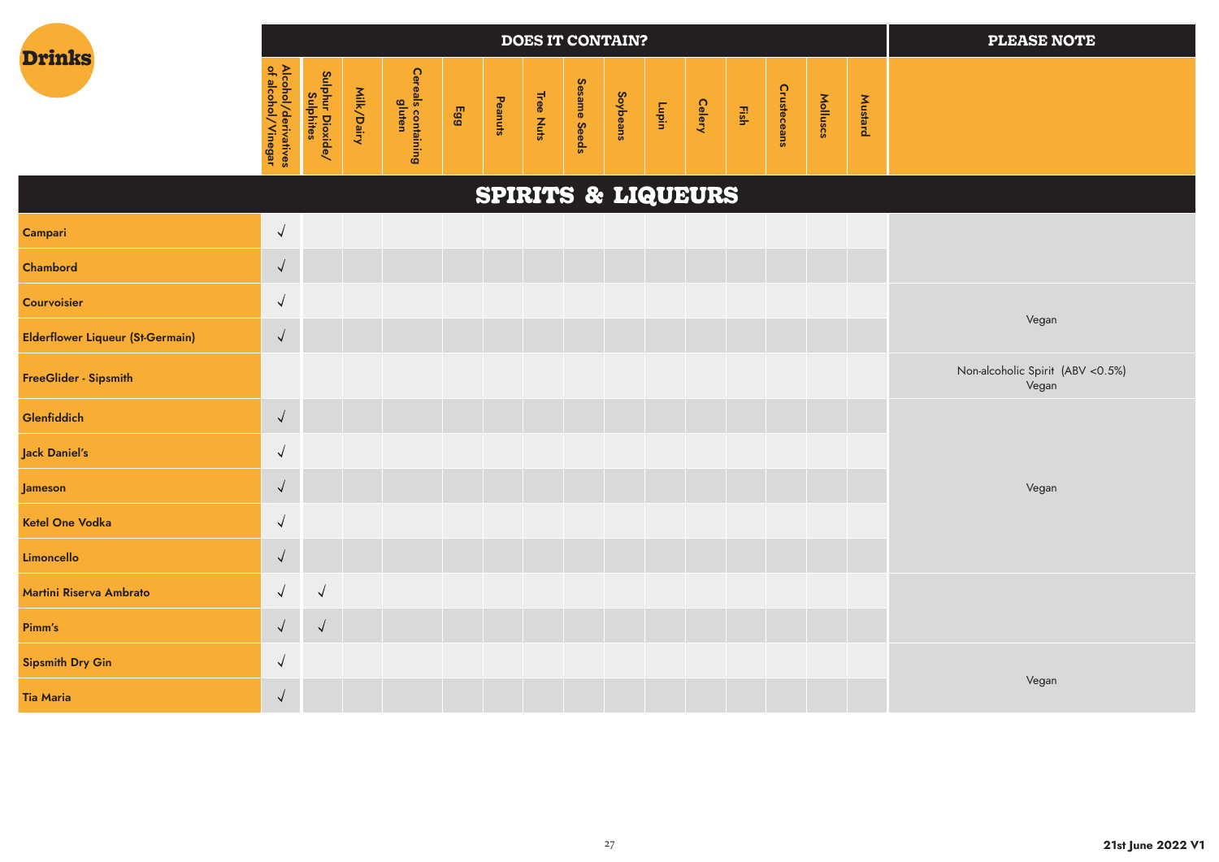# Drinks

| | DOES IT CONTAIN? | | | | | | | | | | | | | | PLEASE NOTE |
|---|---|---|---|---|---|---|---|---|---|---|---|---|---|---|---|
| | Alcohol/derivatives of alcohol/Vinegar | Sulphur Dioxide/ Sulphites | Milk/Dairy | Cereals containing gluten | Egg | Peanuts | Tree Nuts | Sesame Seeds | Soybeans | Lupin | Celery | Fish | Crusteceans | Molluscs | Mustard | |
| **SPIRITS & LIQUEURS** | | | | | | | | | | | | | | | | |
| Campari | √ | | | | | | | | | | | | | | | |
| Chambord | √ | | | | | | | | | | | | | | | |
| Courvoisier | √ | | | | | | | | | | | | | | | Vegan |
| Elderflower Liqueur (St-Germain) | √ | | | | | | | | | | | | | | | Vegan |
| FreeGlider - Sipsmith | | | | | | | | | | | | | | | | Non-alcoholic Spirit (ABV <0.5%) Vegan |
| Glenfiddich | √ | | | | | | | | | | | | | | | Vegan |
| Jack Daniel's | √ | | | | | | | | | | | | | | | Vegan |
| Jameson | √ | | | | | | | | | | | | | | | Vegan |
| Ketel One Vodka | √ | | | | | | | | | | | | | | | Vegan |
| Limoncello | √ | | | | | | | | | | | | | | | Vegan |
| Martini Riserva Ambrato | √ | √ | | | | | | | | | | | | | | |
| Pimm's | √ | √ | | | | | | | | | | | | | | |
| Sipsmith Dry Gin | √ | | | | | | | | | | | | | | | Vegan |
| Tia Maria | √ | | | | | | | | | | | | | | | Vegan |

21st June 2022 V1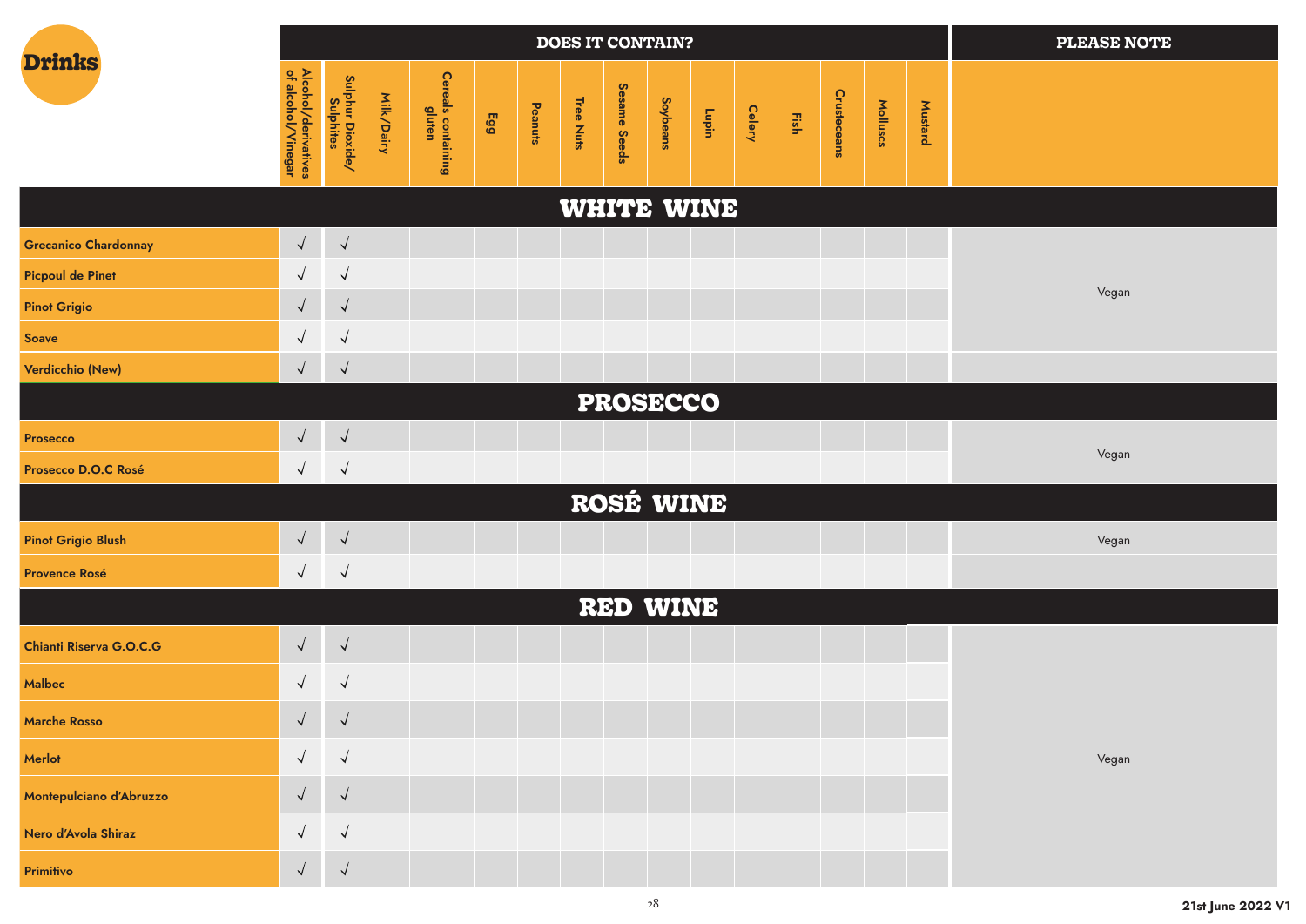# Drinks

| | DOES IT CONTAIN? | | | | | | | | | | | | | | | PLEASE NOTE |
|---|---|---|---|---|---|---|---|---|---|---|---|---|---|---|---|---|
| | Alcohol/derivatives of alcohol/Vinegar | Sulphur Dioxide/ Sulphites | Milk/Dairy | Cereals containing gluten | Egg | Peanuts | Tree Nuts | Sesame Seeds | Soybeans | Lupin | Celery | Fish | Crusteceans | Molluscs | Mustard | |
| **WHITE WINE** | | | | | | | | | | | | | | | | |
| Grecanico Chardonnay | √ | √ | | | | | | | | | | | | | | Vegan |
| Picpoul de Pinet | √ | √ | | | | | | | | | | | | | | Vegan |
| Pinot Grigio | √ | √ | | | | | | | | | | | | | | Vegan |
| Soave | √ | √ | | | | | | | | | | | | | | Vegan |
| Verdicchio (New) | √ | √ | | | | | | | | | | | | | | |
| **PROSECCO** | | | | | | | | | | | | | | | | |
| Prosecco | √ | √ | | | | | | | | | | | | | | Vegan |
| Prosecco D.O.C Rosé | √ | √ | | | | | | | | | | | | | | Vegan |
| **ROSÉ WINE** | | | | | | | | | | | | | | | | |
| Pinot Grigio Blush | √ | √ | | | | | | | | | | | | | | Vegan |
| Provence Rosé | √ | √ | | | | | | | | | | | | | | |
| **RED WINE** | | | | | | | | | | | | | | | | |
| Chianti Riserva G.O.C.G | √ | √ | | | | | | | | | | | | | | Vegan |
| Malbec | √ | √ | | | | | | | | | | | | | | Vegan |
| Marche Rosso | √ | √ | | | | | | | | | | | | | | Vegan |
| Merlot | √ | √ | | | | | | | | | | | | | | Vegan |
| Montepulciano d'Abruzzo | √ | √ | | | | | | | | | | | | | | Vegan |
| Nero d'Avola Shiraz | √ | √ | | | | | | | | | | | | | | Vegan |
| Primitivo | √ | √ | | | | | | | | | | | | | | Vegan |

**21st June 2022 V1**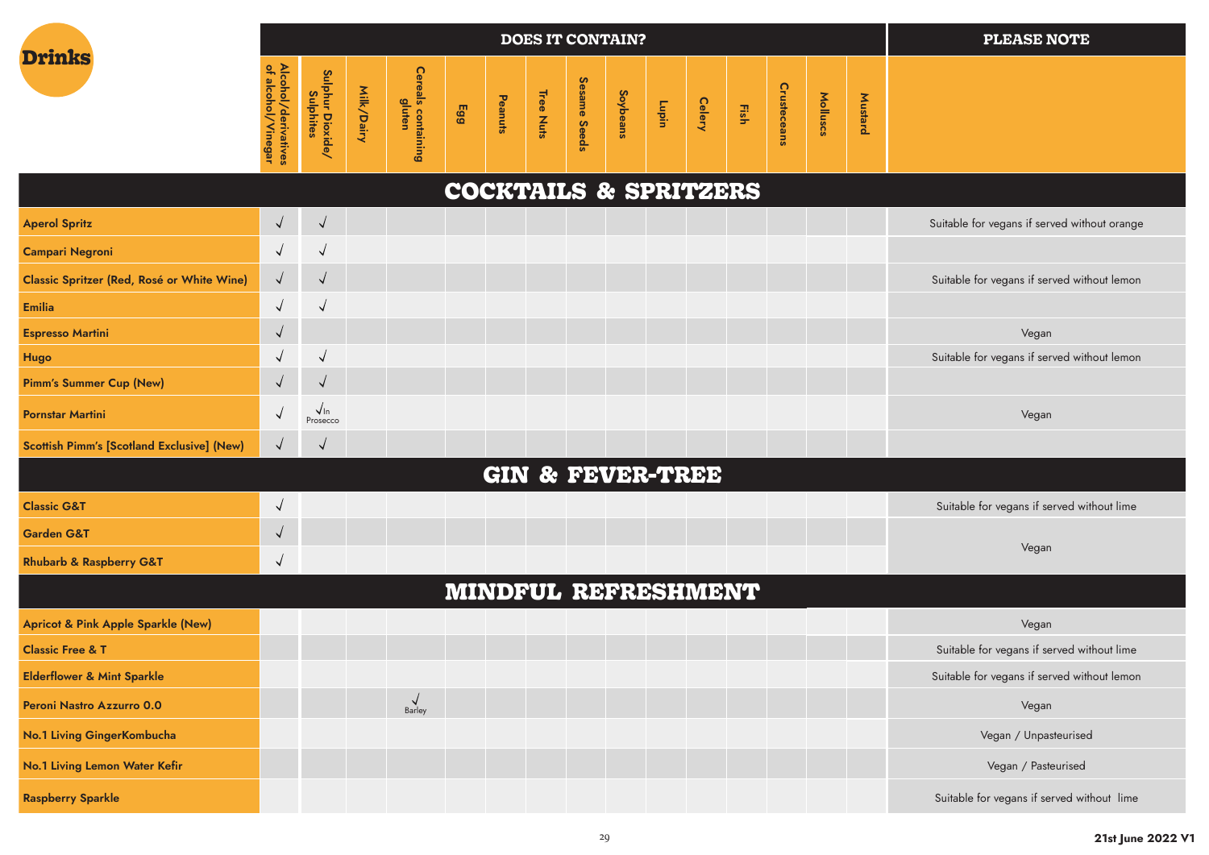# Drinks

| | DOES IT CONTAIN? | | | | | | | | | | | | | | | PLEASE NOTE |
|---|---|---|---|---|---|---|---|---|---|---|---|---|---|---|---|---|
| | Alcohol/derivatives of alcohol/Vinegar | Sulphur Dioxide/ Sulphites | Milk/Dairy | Cereals containing gluten | Egg | Peanuts | Tree Nuts | Sesame Seeds | Soybeans | Lupin | Celery | Fish | Crusteceans | Molluscs | Mustard | |
| **COCKTAILS & SPRITZERS** | | | | | | | | | | | | | | | | |
| **Aperol Spritz** | √ | √ | | | | | | | | | | | | | | Suitable for vegans if served without orange |
| **Campari Negroni** | √ | √ | | | | | | | | | | | | | | |
| **Classic Spritzer (Red, Rosé or White Wine)** | √ | √ | | | | | | | | | | | | | | Suitable for vegans if served without lemon |
| **Emilia** | √ | √ | | | | | | | | | | | | | | |
| **Espresso Martini** | √ | | | | | | | | | | | | | | | Vegan |
| **Hugo** | √ | √ | | | | | | | | | | | | | | Suitable for vegans if served without lemon |
| **Pimm's Summer Cup (New)** | √ | √ | | | | | | | | | | | | | | |
| **Pornstar Martini** | √ | √ In Prosecco | | | | | | | | | | | | | | Vegan |
| **Scottish Pimm's [Scotland Exclusive] (New)** | √ | √ | | | | | | | | | | | | | | |
| **GIN & FEVER-TREE** | | | | | | | | | | | | | | | | |
| **Classic G&T** | √ | | | | | | | | | | | | | | | Suitable for vegans if served without lime |
| **Garden G&T** | √ | | | | | | | | | | | | | | | Vegan |
| **Rhubarb & Raspberry G&T** | √ | | | | | | | | | | | | | | | Vegan |
| **MINDFUL REFRESHMENT** | | | | | | | | | | | | | | | | |
| **Apricot & Pink Apple Sparkle (New)** | | | | | | | | | | | | | | | | Vegan |
| **Classic Free & T** | | | | | | | | | | | | | | | | Suitable for vegans if served without lime |
| **Elderflower & Mint Sparkle** | | | | | | | | | | | | | | | | Suitable for vegans if served without lemon |
| **Peroni Nastro Azzurro 0.0** | | | | √ Barley | | | | | | | | | | | | Vegan |
| **No.1 Living GingerKombucha** | | | | | | | | | | | | | | | | Vegan / Unpasteurised |
| **No.1 Living Lemon Water Kefir** | | | | | | | | | | | | | | | | Vegan / Pasteurised |
| **Raspberry Sparkle** | | | | | | | | | | | | | | | | Suitable for vegans if served without lime |

**21st June 2022 V1**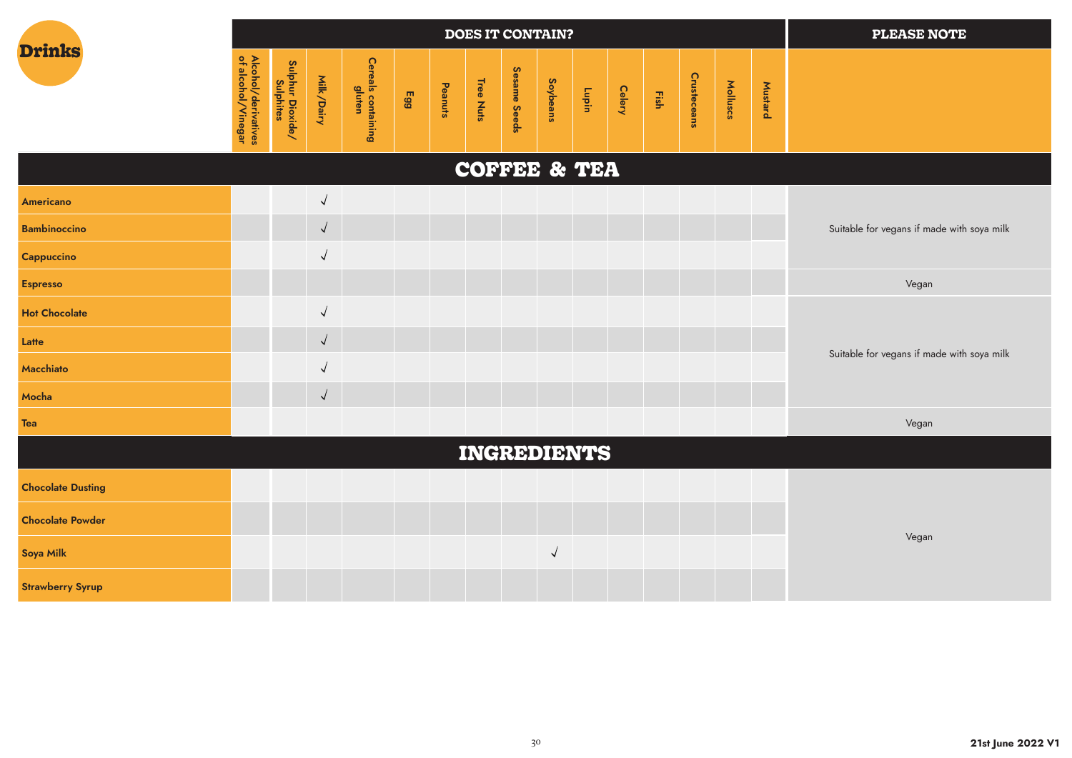# Drinks

| | Alcohol/derivatives of alcohol/Vinegar | Sulphur Dioxide/ Sulphites | Milk/Dairy | Cereals containing gluten | Egg | Peanuts | Tree Nuts | Sesame Seeds | Soybeans | Lupin | Celery | Fish | Crustaceans | Molluscs | Mustard | PLEASE NOTE |
|---|---|---|---|---|---|---|---|---|---|---|---|---|---|---|---|---|
| **COFFEE & TEA** | | | | | | | | | | | | | | | | |
| Americano | | | √ | | | | | | | | | | | | | Suitable for vegans if made with soya milk |
| Bambinoccino | | | √ | | | | | | | | | | | | | Suitable for vegans if made with soya milk |
| Cappuccino | | | √ | | | | | | | | | | | | | Suitable for vegans if made with soya milk |
| Espresso | | | | | | | | | | | | | | | | Vegan |
| Hot Chocolate | | | √ | | | | | | | | | | | | | Suitable for vegans if made with soya milk |
| Latte | | | √ | | | | | | | | | | | | | Suitable for vegans if made with soya milk |
| Macchiato | | | √ | | | | | | | | | | | | | Suitable for vegans if made with soya milk |
| Mocha | | | √ | | | | | | | | | | | | | Suitable for vegans if made with soya milk |
| Tea | | | | | | | | | | | | | | | | Vegan |
| **INGREDIENTS** | | | | | | | | | | | | | | | | |
| Chocolate Dusting | | | | | | | | | | | | | | | | Vegan |
| Chocolate Powder | | | | | | | | | | | | | | | | Vegan |
| Soya Milk | | | | | | | | | √ | | | | | | | Vegan |
| Strawberry Syrup | | | | | | | | | | | | | | | | Vegan |

21st June 2022 V1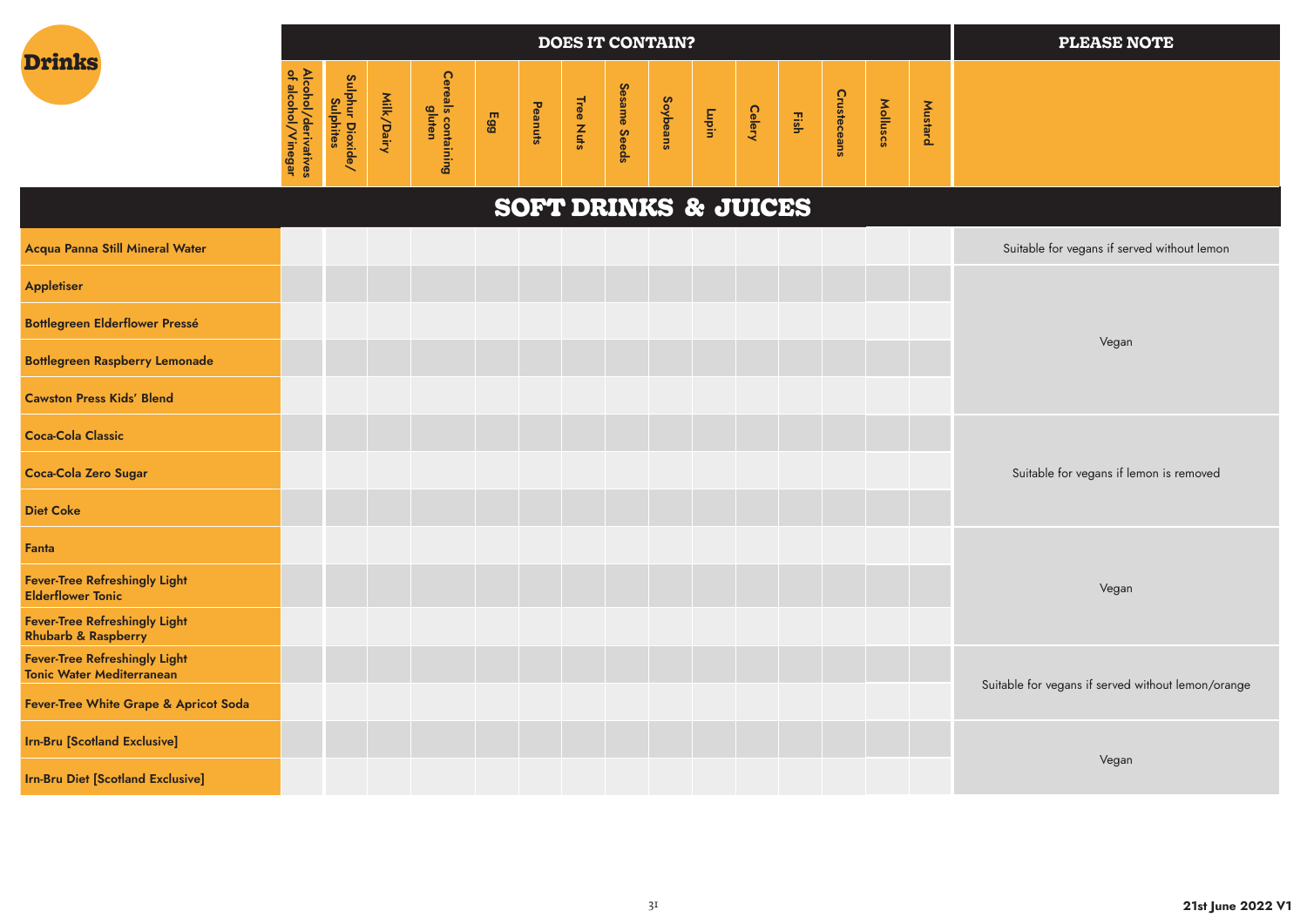# Drinks

| | DOES IT CONTAIN? | | | | | | | | | | | | | | PLEASE NOTE |
|---|---|---|---|---|---|---|---|---|---|---|---|---|---|---|---|
| | Alcohol/derivatives of alcohol/Vinegar | Sulphur Dioxide/ Sulphites | Milk/Dairy | Cereals containing gluten | Egg | Peanuts | Tree Nuts | Sesame Seeds | Soybeans | Lupin | Celery | Fish | Crusteceans | Molluscs | Mustard | |
| **SOFT DRINKS & JUICES** | | | | | | | | | | | | | | | | |
| **Acqua Panna Still Mineral Water** | | | | | | | | | | | | | | | | Suitable for vegans if served without lemon |
| **Appletiser** | | | | | | | | | | | | | | | | Vegan |
| **Bottlegreen Elderflower Pressé** | | | | | | | | | | | | | | | | Vegan |
| **Bottlegreen Raspberry Lemonade** | | | | | | | | | | | | | | | | Vegan |
| **Cawston Press Kids' Blend** | | | | | | | | | | | | | | | | Vegan |
| **Coca-Cola Classic** | | | | | | | | | | | | | | | | Suitable for vegans if lemon is removed |
| **Coca-Cola Zero Sugar** | | | | | | | | | | | | | | | | Suitable for vegans if lemon is removed |
| **Diet Coke** | | | | | | | | | | | | | | | | Suitable for vegans if lemon is removed |
| **Fanta** | | | | | | | | | | | | | | | | Vegan |
| **Fever-Tree Refreshingly Light Elderflower Tonic** | | | | | | | | | | | | | | | | Vegan |
| **Fever-Tree Refreshingly Light Rhubarb & Raspberry** | | | | | | | | | | | | | | | | Vegan |
| **Fever-Tree Refreshingly Light Tonic Water Mediterranean** | | | | | | | | | | | | | | | | Suitable for vegans if served without lemon/orange |
| **Fever-Tree White Grape & Apricot Soda** | | | | | | | | | | | | | | | | Suitable for vegans if served without lemon/orange |
| **Irn-Bru [Scotland Exclusive]** | | | | | | | | | | | | | | | | Vegan |
| **Irn-Bru Diet [Scotland Exclusive]** | | | | | | | | | | | | | | | | Vegan |

21st June 2022 V1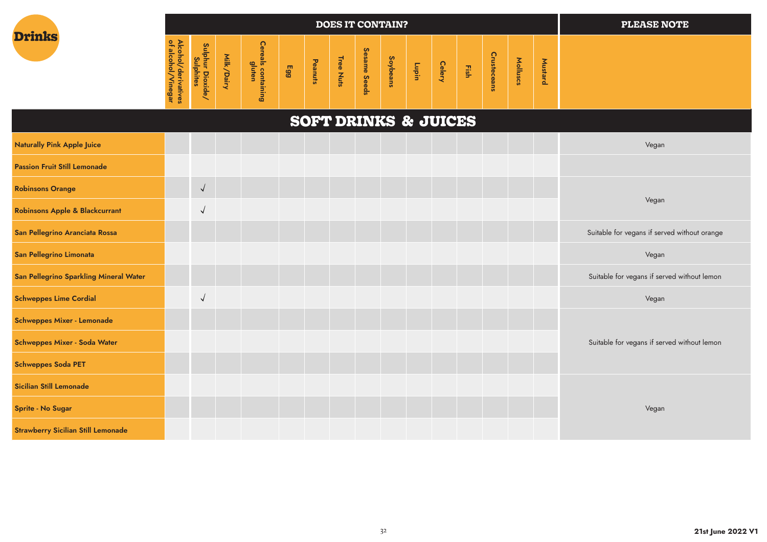# Drinks

| | DOES IT CONTAIN? | | | | | | | | | | | | | | PLEASE NOTE |
|---|---|---|---|---|---|---|---|---|---|---|---|---|---|---|---|
| | Alcohol/derivatives of alcohol/Vinegar | Sulphur Dioxide/ Sulphites | Milk/Dairy | Cereals containing gluten | Egg | Peanuts | Tree Nuts | Sesame Seeds | Soybeans | Lupin | Celery | Fish | Crusteceans | Molluscs | Mustard | |
| **SOFT DRINKS & JUICES** | | | | | | | | | | | | | | | | |
| **Naturally Pink Apple Juice** | | | | | | | | | | | | | | | | Vegan |
| **Passion Fruit Still Lemonade** | | | | | | | | | | | | | | | | |
| **Robinsons Orange** | | √ | | | | | | | | | | | | | | Vegan |
| **Robinsons Apple & Blackcurrant** | | √ | | | | | | | | | | | | | | Vegan |
| **San Pellegrino Aranciata Rossa** | | | | | | | | | | | | | | | | Suitable for vegans if served without orange |
| **San Pellegrino Limonata** | | | | | | | | | | | | | | | | Vegan |
| **San Pellegrino Sparkling Mineral Water** | | | | | | | | | | | | | | | | Suitable for vegans if served without lemon |
| **Schweppes Lime Cordial** | | √ | | | | | | | | | | | | | | Vegan |
| **Schweppes Mixer - Lemonade** | | | | | | | | | | | | | | | | Suitable for vegans if served without lemon |
| **Schweppes Mixer - Soda Water** | | | | | | | | | | | | | | | | Suitable for vegans if served without lemon |
| **Schweppes Soda PET** | | | | | | | | | | | | | | | | Suitable for vegans if served without lemon |
| **Sicilian Still Lemonade** | | | | | | | | | | | | | | | | Vegan |
| **Sprite - No Sugar** | | | | | | | | | | | | | | | | Vegan |
| **Strawberry Sicilian Still Lemonade** | | | | | | | | | | | | | | | | Vegan |

21st June 2022 V1